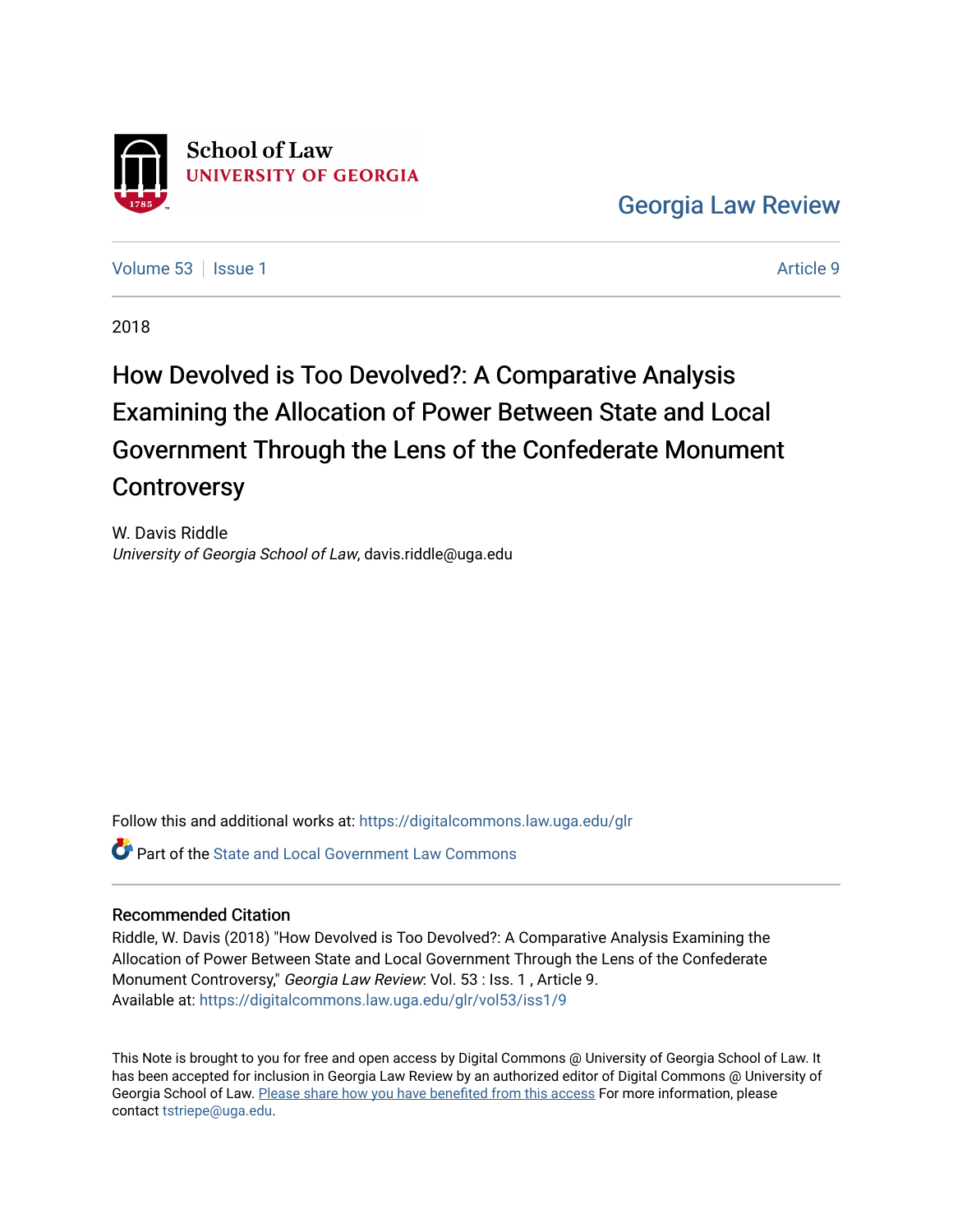School of Law
UNIVERSITY OF GEORGIA

Georgia Law Review

Volume 53 | Issue 1 | Article 9

2018

# How Devolved is Too Devolved?: A Comparative Analysis Examining the Allocation of Power Between State and Local Government Through the Lens of the Confederate Monument Controversy

W. Davis Riddle
*University of Georgia School of Law*, davis.riddle@uga.edu

Follow this and additional works at: https://digitalcommons.law.uga.edu/glr

Part of the State and Local Government Law Commons

## Recommended Citation

Riddle, W. Davis (2018) "How Devolved is Too Devolved?: A Comparative Analysis Examining the Allocation of Power Between State and Local Government Through the Lens of the Confederate Monument Controversy," *Georgia Law Review*: Vol. 53 : Iss. 1 , Article 9.
Available at: https://digitalcommons.law.uga.edu/glr/vol53/iss1/9

This Note is brought to you for free and open access by Digital Commons @ University of Georgia School of Law. It has been accepted for inclusion in Georgia Law Review by an authorized editor of Digital Commons @ University of Georgia School of Law. Please share how you have benefited from this access For more information, please contact tstriepe@uga.edu.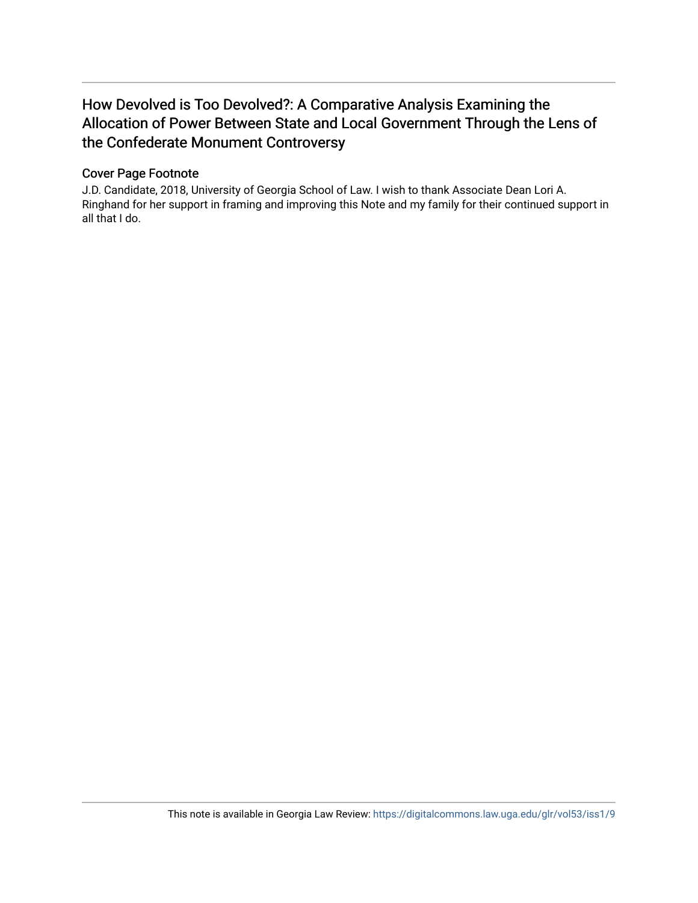# How Devolved is Too Devolved?: A Comparative Analysis Examining the Allocation of Power Between State and Local Government Through the Lens of the Confederate Monument Controversy

## Cover Page Footnote

J.D. Candidate, 2018, University of Georgia School of Law. I wish to thank Associate Dean Lori A. Ringhand for her support in framing and improving this Note and my family for their continued support in all that I do.

This note is available in Georgia Law Review: https://digitalcommons.law.uga.edu/glr/vol53/iss1/9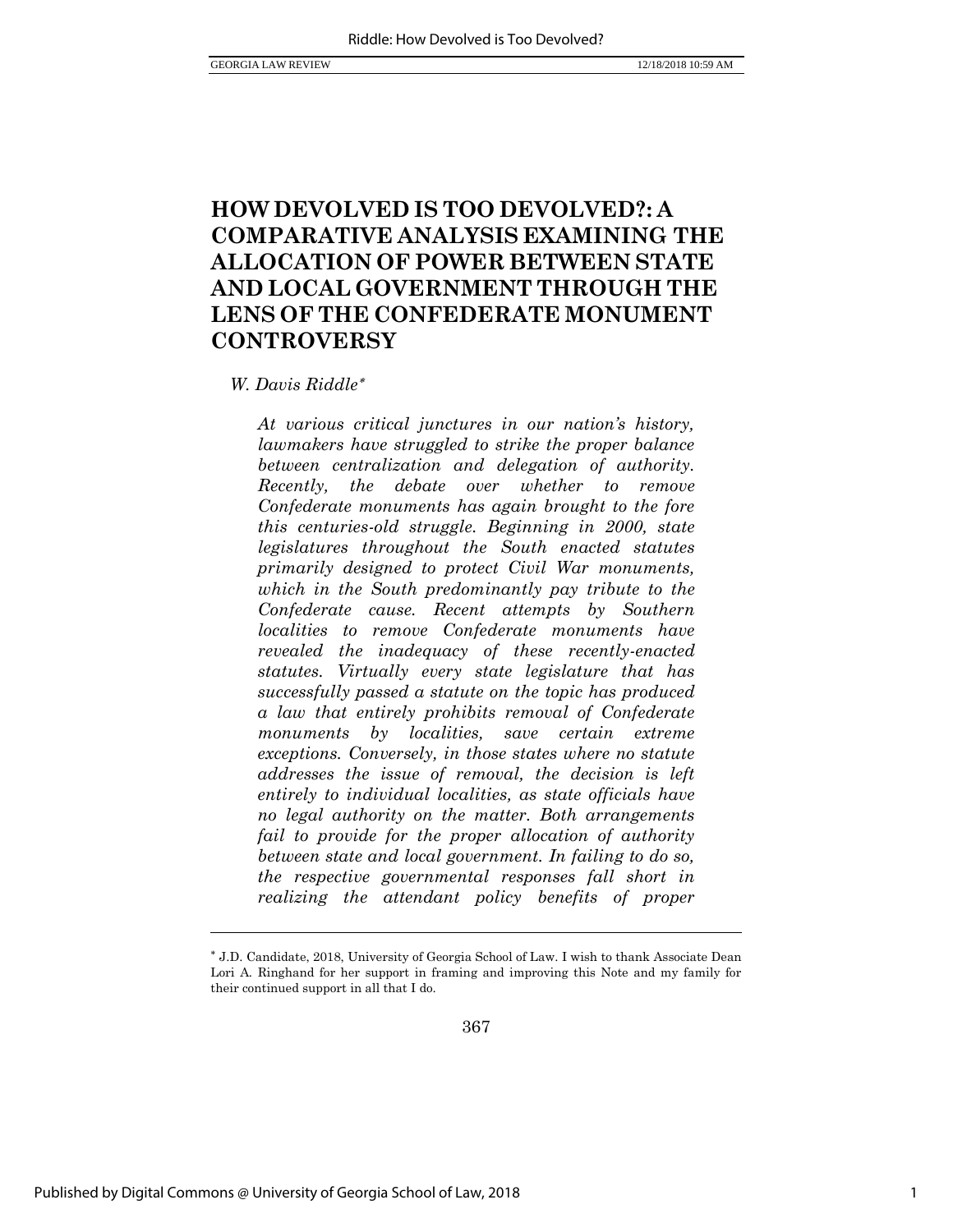# HOW DEVOLVED IS TOO DEVOLVED?: A COMPARATIVE ANALYSIS EXAMINING THE ALLOCATION OF POWER BETWEEN STATE AND LOCAL GOVERNMENT THROUGH THE LENS OF THE CONFEDERATE MONUMENT CONTROVERSY

*W. Davis Riddle*[*]

*At various critical junctures in our nation's history, lawmakers have struggled to strike the proper balance between centralization and delegation of authority. Recently, the debate over whether to remove Confederate monuments has again brought to the fore this centuries-old struggle. Beginning in 2000, state legislatures throughout the South enacted statutes primarily designed to protect Civil War monuments, which in the South predominantly pay tribute to the Confederate cause. Recent attempts by Southern localities to remove Confederate monuments have revealed the inadequacy of these recently-enacted statutes. Virtually every state legislature that has successfully passed a statute on the topic has produced a law that entirely prohibits removal of Confederate monuments by localities, save certain extreme exceptions. Conversely, in those states where no statute addresses the issue of removal, the decision is left entirely to individual localities, as state officials have no legal authority on the matter. Both arrangements fail to provide for the proper allocation of authority between state and local government. In failing to do so, the respective governmental responses fall short in realizing the attendant policy benefits of proper*

---

[*] J.D. Candidate, 2018, University of Georgia School of Law. I wish to thank Associate Dean Lori A. Ringhand for her support in framing and improving this Note and my family for their continued support in all that I do.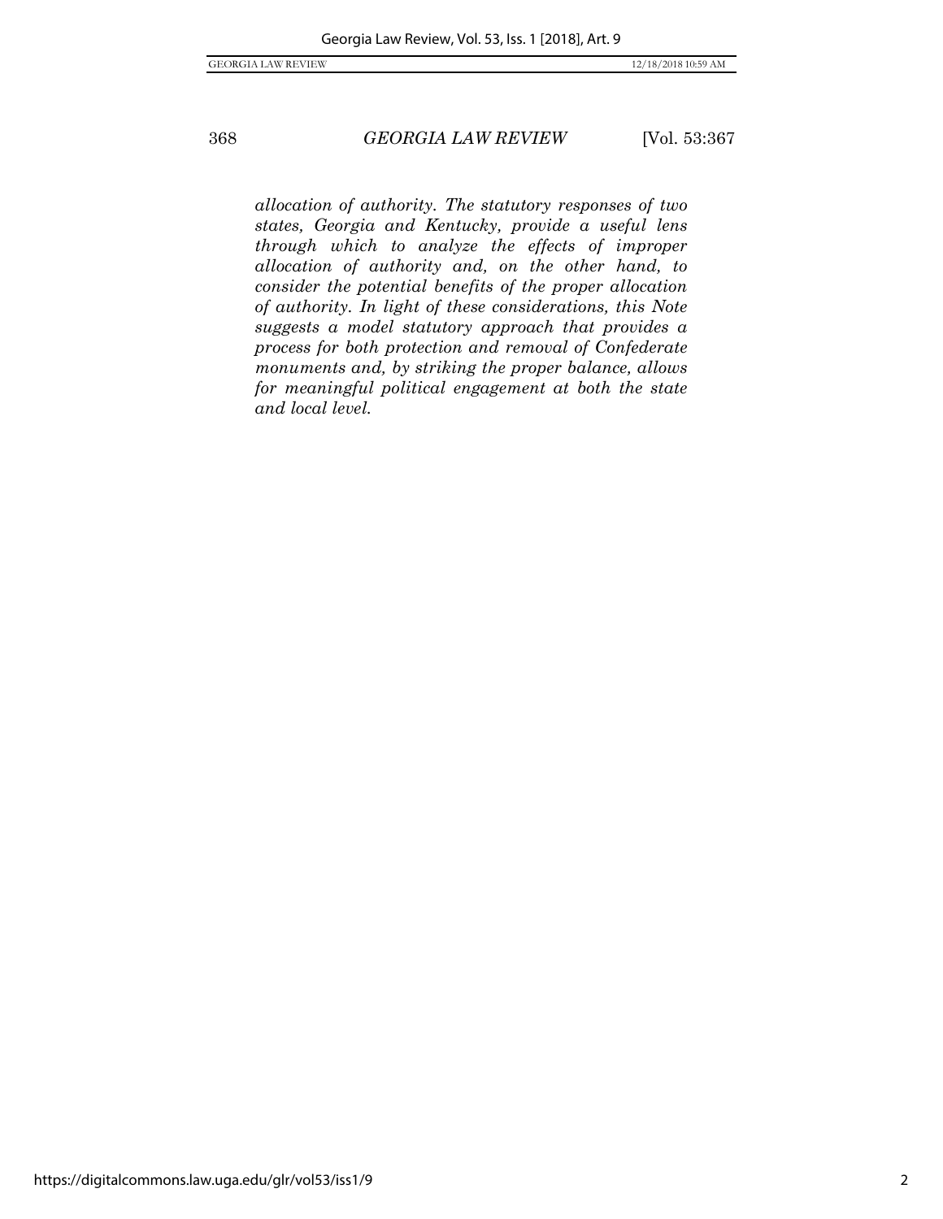*allocation of authority. The statutory responses of two states, Georgia and Kentucky, provide a useful lens through which to analyze the effects of improper allocation of authority and, on the other hand, to consider the potential benefits of the proper allocation of authority. In light of these considerations, this Note suggests a model statutory approach that provides a process for both protection and removal of Confederate monuments and, by striking the proper balance, allows for meaningful political engagement at both the state and local level.*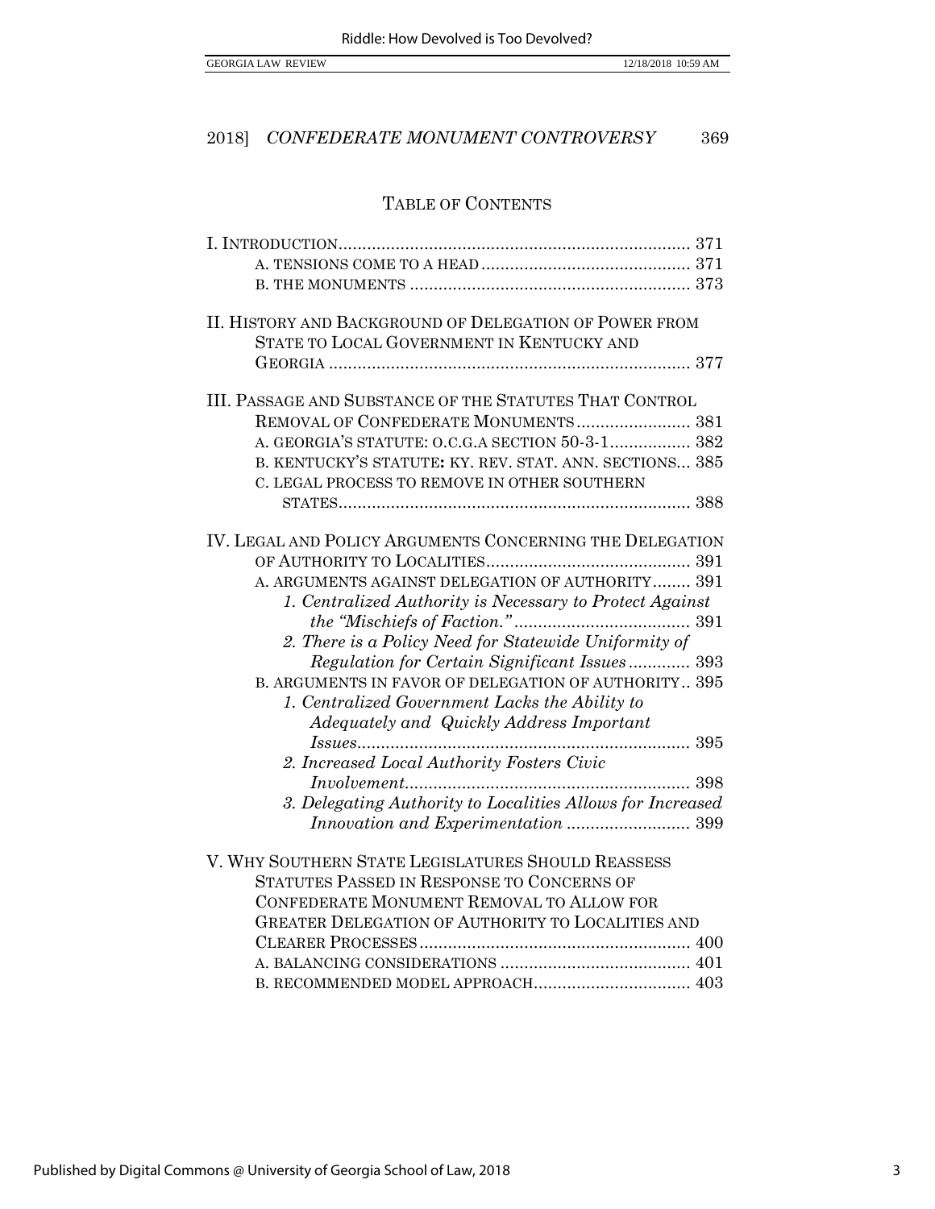## TABLE OF CONTENTS

I. INTRODUCTION .......... 371
- A. TENSIONS COME TO A HEAD .......... 371
- B. THE MONUMENTS .......... 373

II. HISTORY AND BACKGROUND OF DELEGATION OF POWER FROM STATE TO LOCAL GOVERNMENT IN KENTUCKY AND GEORGIA .......... 377

III. PASSAGE AND SUBSTANCE OF THE STATUTES THAT CONTROL REMOVAL OF CONFEDERATE MONUMENTS .......... 381
- A. GEORGIA'S STATUTE: O.C.G.A SECTION 50-3-1 .......... 382
- B. KENTUCKY'S STATUTE: KY. REV. STAT. ANN. SECTIONS... 385
- C. LEGAL PROCESS TO REMOVE IN OTHER SOUTHERN STATES .......... 388

IV. LEGAL AND POLICY ARGUMENTS CONCERNING THE DELEGATION OF AUTHORITY TO LOCALITIES .......... 391
- A. ARGUMENTS AGAINST DELEGATION OF AUTHORITY .......... 391
  - *1. Centralized Authority is Necessary to Protect Against the "Mischiefs of Faction."* .......... 391
  - *2. There is a Policy Need for Statewide Uniformity of Regulation for Certain Significant Issues* .......... 393
- B. ARGUMENTS IN FAVOR OF DELEGATION OF AUTHORITY .. 395
  - *1. Centralized Government Lacks the Ability to Adequately and Quickly Address Important Issues* .......... 395
  - *2. Increased Local Authority Fosters Civic Involvement* .......... 398
  - *3. Delegating Authority to Localities Allows for Increased Innovation and Experimentation* .......... 399

V. WHY SOUTHERN STATE LEGISLATURES SHOULD REASSESS STATUTES PASSED IN RESPONSE TO CONCERNS OF CONFEDERATE MONUMENT REMOVAL TO ALLOW FOR GREATER DELEGATION OF AUTHORITY TO LOCALITIES AND CLEARER PROCESSES .......... 400
- A. BALANCING CONSIDERATIONS .......... 401
- B. RECOMMENDED MODEL APPROACH .......... 403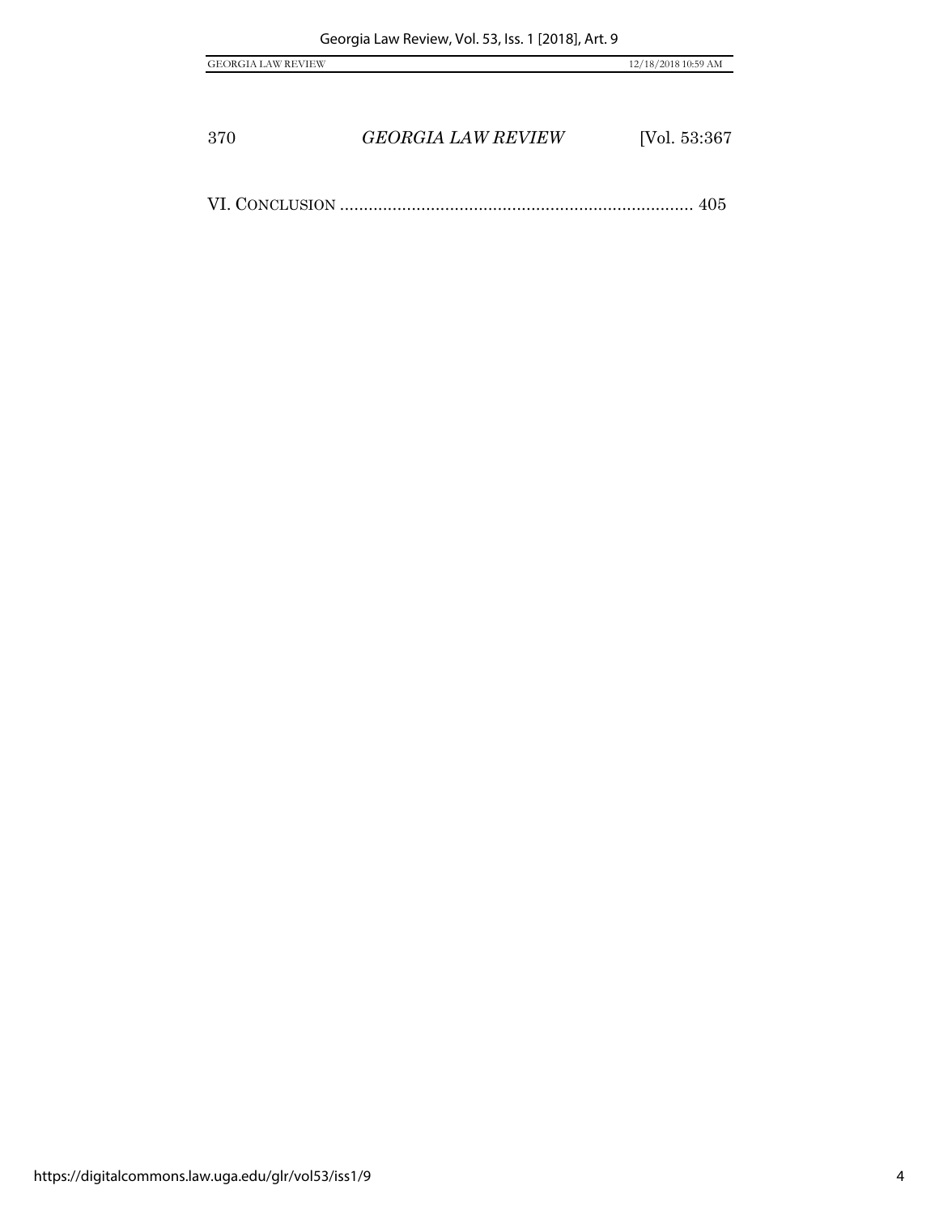VI. CONCLUSION .......................................................................... 405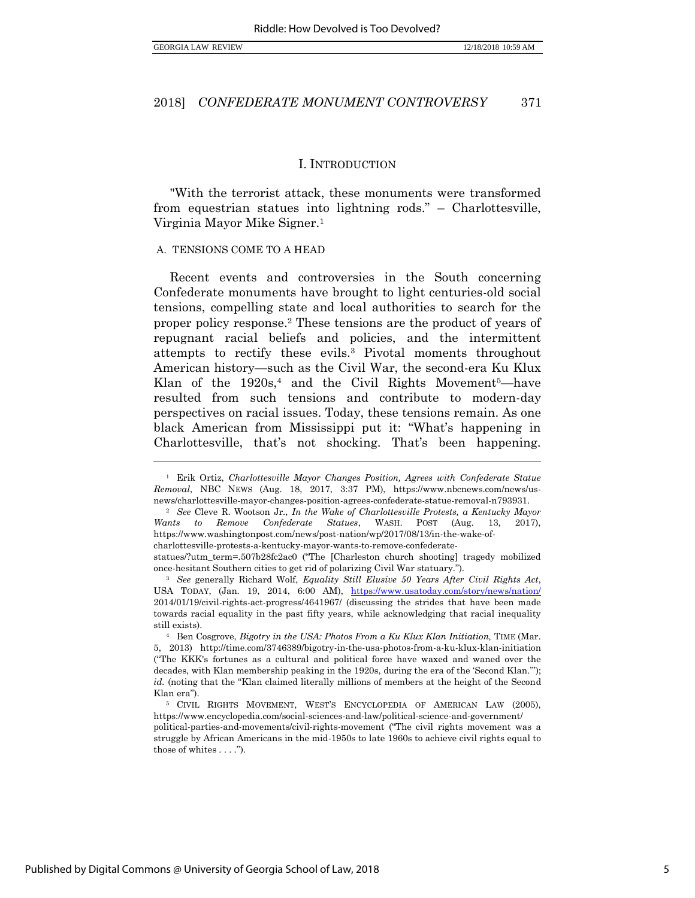# I. INTRODUCTION

"With the terrorist attack, these monuments were transformed from equestrian statues into lightning rods." – Charlottesville, Virginia Mayor Mike Signer.[1]

## A. TENSIONS COME TO A HEAD

Recent events and controversies in the South concerning Confederate monuments have brought to light centuries-old social tensions, compelling state and local authorities to search for the proper policy response.[2] These tensions are the product of years of repugnant racial beliefs and policies, and the intermittent attempts to rectify these evils.[3] Pivotal moments throughout American history—such as the Civil War, the second-era Ku Klux Klan of the 1920s,[4] and the Civil Rights Movement[5]—have resulted from such tensions and contribute to modern-day perspectives on racial issues. Today, these tensions remain. As one black American from Mississippi put it: "What's happening in Charlottesville, that's not shocking. That's been happening.

---

[1] Erik Ortiz, *Charlottesville Mayor Changes Position, Agrees with Confederate Statue Removal*, NBC NEWS (Aug. 18, 2017, 3:37 PM), https://www.nbcnews.com/news/us-news/charlottesville-mayor-changes-position-agrees-confederate-statue-removal-n793931.

[2] *See* Cleve R. Wootson Jr., *In the Wake of Charlottesville Protests, a Kentucky Mayor Wants to Remove Confederate Statues*, WASH. POST (Aug. 13, 2017), https://www.washingtonpost.com/news/post-nation/wp/2017/08/13/in-the-wake-of-charlottesville-protests-a-kentucky-mayor-wants-to-remove-confederate-statues/?utm_term=.507b28fc2ac0 ("The [Charleston church shooting] tragedy mobilized once-hesitant Southern cities to get rid of polarizing Civil War statuary.").

[3] *See* generally Richard Wolf, *Equality Still Elusive 50 Years After Civil Rights Act*, USA TODAY, (Jan. 19, 2014, 6:00 AM), https://www.usatoday.com/story/news/nation/2014/01/19/civil-rights-act-progress/4641967/ (discussing the strides that have been made towards racial equality in the past fifty years, while acknowledging that racial inequality still exists).

[4] Ben Cosgrove, *Bigotry in the USA: Photos From a Ku Klux Klan Initiation,* TIME (Mar. 5, 2013) http://time.com/3746389/bigotry-in-the-usa-photos-from-a-ku-klux-klan-initiation ("The KKK's fortunes as a cultural and political force have waxed and waned over the decades, with Klan membership peaking in the 1920s, during the era of the 'Second Klan.'"); *id.* (noting that the "Klan claimed literally millions of members at the height of the Second Klan era").

[5] CIVIL RIGHTS MOVEMENT, WEST'S ENCYCLOPEDIA OF AMERICAN LAW (2005), https://www.encyclopedia.com/social-sciences-and-law/political-science-and-government/political-parties-and-movements/civil-rights-movement ("The civil rights movement was a struggle by African Americans in the mid-1950s to late 1960s to achieve civil rights equal to those of whites . . . .").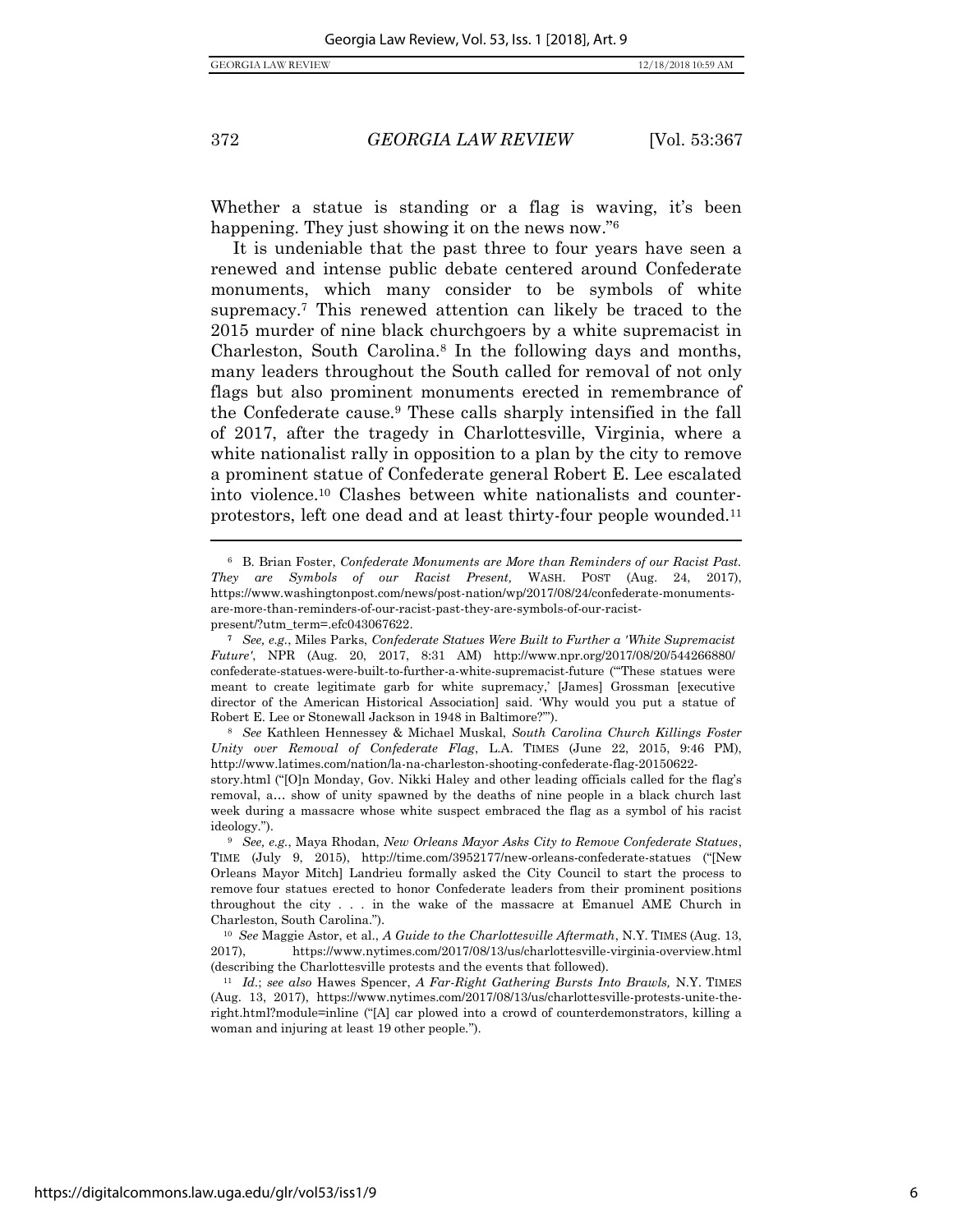Whether a statue is standing or a flag is waving, it's been happening. They just showing it on the news now."[6]

It is undeniable that the past three to four years have seen a renewed and intense public debate centered around Confederate monuments, which many consider to be symbols of white supremacy.[7] This renewed attention can likely be traced to the 2015 murder of nine black churchgoers by a white supremacist in Charleston, South Carolina.[8] In the following days and months, many leaders throughout the South called for removal of not only flags but also prominent monuments erected in remembrance of the Confederate cause.[9] These calls sharply intensified in the fall of 2017, after the tragedy in Charlottesville, Virginia, where a white nationalist rally in opposition to a plan by the city to remove a prominent statue of Confederate general Robert E. Lee escalated into violence.[10] Clashes between white nationalists and counter-protestors, left one dead and at least thirty-four people wounded.[11]

---

[6] B. Brian Foster, *Confederate Monuments are More than Reminders of our Racist Past. They are Symbols of our Racist Present,* WASH. POST (Aug. 24, 2017), https://www.washingtonpost.com/news/post-nation/wp/2017/08/24/confederate-monuments-are-more-than-reminders-of-our-racist-past-they-are-symbols-of-our-racist-present/?utm_term=.efc043067622.

[7] *See, e.g.*, Miles Parks, *Confederate Statues Were Built to Further a 'White Supremacist Future'*, NPR (Aug. 20, 2017, 8:31 AM) http://www.npr.org/2017/08/20/544266880/confederate-statues-were-built-to-further-a-white-supremacist-future ("'These statues were meant to create legitimate garb for white supremacy,' [James] Grossman [executive director of the American Historical Association] said. 'Why would you put a statue of Robert E. Lee or Stonewall Jackson in 1948 in Baltimore?'").

[8] *See* Kathleen Hennessey & Michael Muskal, *South Carolina Church Killings Foster Unity over Removal of Confederate Flag*, L.A. TIMES (June 22, 2015, 9:46 PM), http://www.latimes.com/nation/la-na-charleston-shooting-confederate-flag-20150622-story.html ("[O]n Monday, Gov. Nikki Haley and other leading officials called for the flag's removal, a… show of unity spawned by the deaths of nine people in a black church last week during a massacre whose white suspect embraced the flag as a symbol of his racist ideology.").

[9] *See, e.g.*, Maya Rhodan, *New Orleans Mayor Asks City to Remove Confederate Statues*, TIME (July 9, 2015), http://time.com/3952177/new-orleans-confederate-statues ("[New Orleans Mayor Mitch] Landrieu formally asked the City Council to start the process to remove four statues erected to honor Confederate leaders from their prominent positions throughout the city . . . in the wake of the massacre at Emanuel AME Church in Charleston, South Carolina.").

[10] *See* Maggie Astor, et al., *A Guide to the Charlottesville Aftermath*, N.Y. TIMES (Aug. 13, 2017), https://www.nytimes.com/2017/08/13/us/charlottesville-virginia-overview.html (describing the Charlottesville protests and the events that followed).

[11] *Id.*; *see also* Hawes Spencer, *A Far-Right Gathering Bursts Into Brawls,* N.Y. TIMES (Aug. 13, 2017), https://www.nytimes.com/2017/08/13/us/charlottesville-protests-unite-the-right.html?module=inline ("[A] car plowed into a crowd of counterdemonstrators, killing a woman and injuring at least 19 other people.").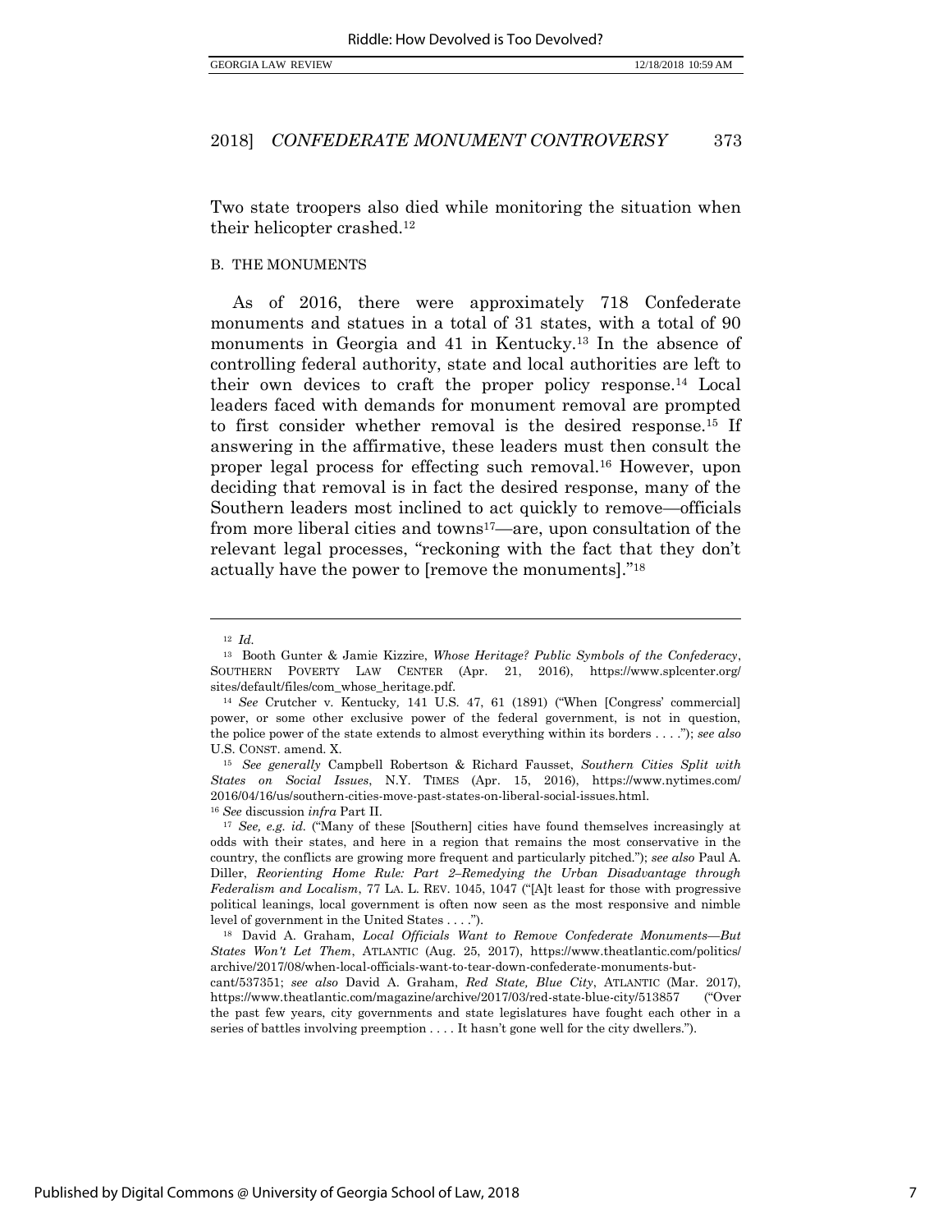Two state troopers also died while monitoring the situation when their helicopter crashed.[12]

### B. THE MONUMENTS

As of 2016, there were approximately 718 Confederate monuments and statues in a total of 31 states, with a total of 90 monuments in Georgia and 41 in Kentucky.[13] In the absence of controlling federal authority, state and local authorities are left to their own devices to craft the proper policy response.[14] Local leaders faced with demands for monument removal are prompted to first consider whether removal is the desired response.[15] If answering in the affirmative, these leaders must then consult the proper legal process for effecting such removal.[16] However, upon deciding that removal is in fact the desired response, many of the Southern leaders most inclined to act quickly to remove—officials from more liberal cities and towns[17]—are, upon consultation of the relevant legal processes, "reckoning with the fact that they don't actually have the power to [remove the monuments]."[18]

---

[12] *Id.*

[13] Booth Gunter & Jamie Kizzire, *Whose Heritage? Public Symbols of the Confederacy*, SOUTHERN POVERTY LAW CENTER (Apr. 21, 2016), https://www.splcenter.org/sites/default/files/com_whose_heritage.pdf.

[14] *See* Crutcher v. Kentucky, 141 U.S. 47, 61 (1891) ("When [Congress' commercial] power, or some other exclusive power of the federal government, is not in question, the police power of the state extends to almost everything within its borders . . . ."); *see also* U.S. CONST. amend. X.

[15] *See generally* Campbell Robertson & Richard Fausset, *Southern Cities Split with States on Social Issues*, N.Y. TIMES (Apr. 15, 2016), https://www.nytimes.com/2016/04/16/us/southern-cities-move-past-states-on-liberal-social-issues.html.

[16] *See* discussion *infra* Part II.

[17] *See, e.g. id.* ("Many of these [Southern] cities have found themselves increasingly at odds with their states, and here in a region that remains the most conservative in the country, the conflicts are growing more frequent and particularly pitched."); *see also* Paul A. Diller, *Reorienting Home Rule: Part 2–Remedying the Urban Disadvantage through Federalism and Localism*, 77 LA. L. REV. 1045, 1047 ("[A]t least for those with progressive political leanings, local government is often now seen as the most responsive and nimble level of government in the United States . . . .").

[18] David A. Graham, *Local Officials Want to Remove Confederate Monuments—But States Won't Let Them*, ATLANTIC (Aug. 25, 2017), https://www.theatlantic.com/politics/archive/2017/08/when-local-officials-want-to-tear-down-confederate-monuments-but-cant/537351; *see also* David A. Graham, *Red State, Blue City*, ATLANTIC (Mar. 2017), https://www.theatlantic.com/magazine/archive/2017/03/red-state-blue-city/513857 ("Over the past few years, city governments and state legislatures have fought each other in a series of battles involving preemption . . . . It hasn't gone well for the city dwellers.").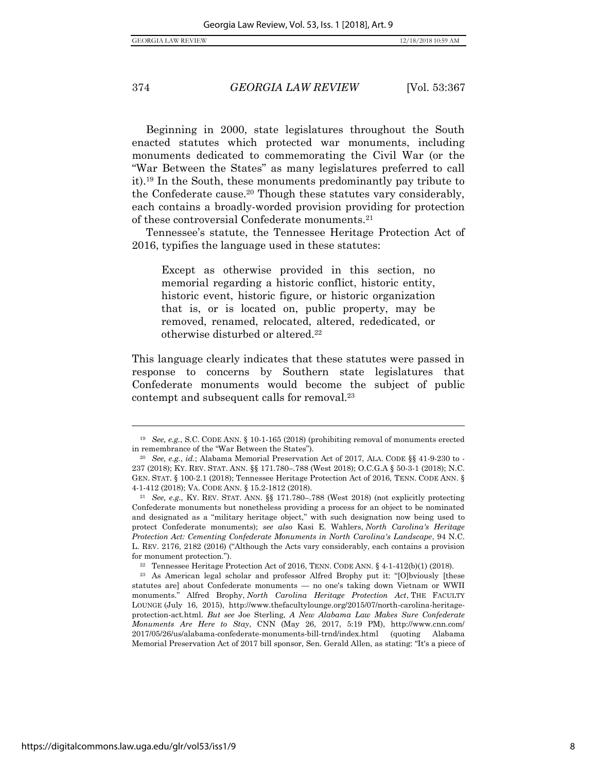Beginning in 2000, state legislatures throughout the South enacted statutes which protected war monuments, including monuments dedicated to commemorating the Civil War (or the "War Between the States" as many legislatures preferred to call it).[19] In the South, these monuments predominantly pay tribute to the Confederate cause.[20] Though these statutes vary considerably, each contains a broadly-worded provision providing for protection of these controversial Confederate monuments.[21]

Tennessee's statute, the Tennessee Heritage Protection Act of 2016, typifies the language used in these statutes:

> Except as otherwise provided in this section, no memorial regarding a historic conflict, historic entity, historic event, historic figure, or historic organization that is, or is located on, public property, may be removed, renamed, relocated, altered, rededicated, or otherwise disturbed or altered.[22]

This language clearly indicates that these statutes were passed in response to concerns by Southern state legislatures that Confederate monuments would become the subject of public contempt and subsequent calls for removal.[23]

---

[19] *See, e.g.*, S.C. CODE ANN. § 10-1-165 (2018) (prohibiting removal of monuments erected in remembrance of the "War Between the States").

[20] *See, e.g.*, *id.*; Alabama Memorial Preservation Act of 2017, ALA. CODE §§ 41-9-230 to -237 (2018); KY. REV. STAT. ANN. §§ 171.780–.788 (West 2018); O.C.G.A § 50-3-1 (2018); N.C. GEN. STAT. § 100-2.1 (2018); Tennessee Heritage Protection Act of 2016, TENN. CODE ANN. § 4-1-412 (2018); VA. CODE ANN. § 15.2-1812 (2018).

[21] *See, e.g.,* KY. REV. STAT. ANN. §§ 171.780–.788 (West 2018) (not explicitly protecting Confederate monuments but nonetheless providing a process for an object to be nominated and designated as a "military heritage object," with such designation now being used to protect Confederate monuments); *see also* Kasi E. Wahlers, *North Carolina's Heritage Protection Act: Cementing Confederate Monuments in North Carolina's Landscape*, 94 N.C. L. REV. 2176, 2182 (2016) ("Although the Acts vary considerably, each contains a provision for monument protection.").

[22] Tennessee Heritage Protection Act of 2016, TENN. CODE ANN. § 4-1-412(b)(1) (2018).

[23] As American legal scholar and professor Alfred Brophy put it: "[O]bviously [these statutes are] about Confederate monuments — no one's taking down Vietnam or WWII monuments." Alfred Brophy, *North Carolina Heritage Protection Act*, THE FACULTY LOUNGE (July 16, 2015), http://www.thefacultylounge.org/2015/07/north-carolina-heritage-protection-act.html. *But see* Joe Sterling, *A New Alabama Law Makes Sure Confederate Monuments Are Here to Stay*, CNN (May 26, 2017, 5:19 PM), http://www.cnn.com/2017/05/26/us/alabama-confederate-monuments-bill-trnd/index.html (quoting Alabama Memorial Preservation Act of 2017 bill sponsor, Sen. Gerald Allen, as stating: "It's a piece of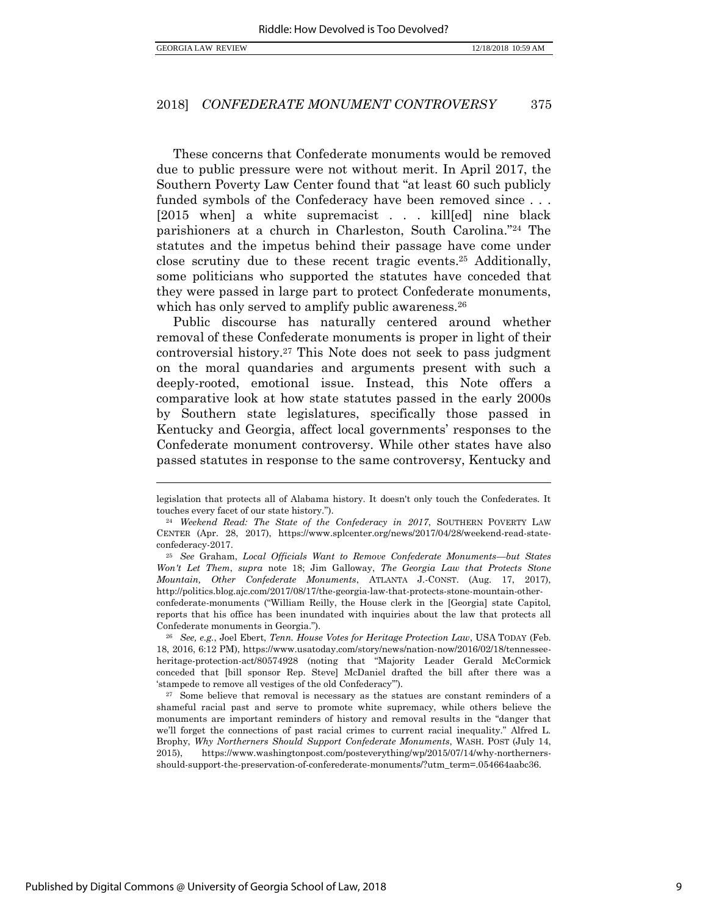These concerns that Confederate monuments would be removed due to public pressure were not without merit. In April 2017, the Southern Poverty Law Center found that "at least 60 such publicly funded symbols of the Confederacy have been removed since . . . [2015 when] a white supremacist . . . kill[ed] nine black parishioners at a church in Charleston, South Carolina."[24] The statutes and the impetus behind their passage have come under close scrutiny due to these recent tragic events.[25] Additionally, some politicians who supported the statutes have conceded that they were passed in large part to protect Confederate monuments, which has only served to amplify public awareness.[26]

Public discourse has naturally centered around whether removal of these Confederate monuments is proper in light of their controversial history.[27] This Note does not seek to pass judgment on the moral quandaries and arguments present with such a deeply-rooted, emotional issue. Instead, this Note offers a comparative look at how state statutes passed in the early 2000s by Southern state legislatures, specifically those passed in Kentucky and Georgia, affect local governments' responses to the Confederate monument controversy. While other states have also passed statutes in response to the same controversy, Kentucky and

---

legislation that protects all of Alabama history. It doesn't only touch the Confederates. It touches every facet of our state history.").

[24] *Weekend Read: The State of the Confederacy in 2017*, SOUTHERN POVERTY LAW CENTER (Apr. 28, 2017), https://www.splcenter.org/news/2017/04/28/weekend-read-state-confederacy-2017.

[25] *See* Graham, *Local Officials Want to Remove Confederate Monuments—but States Won't Let Them*, *supra* note 18; Jim Galloway, *The Georgia Law that Protects Stone Mountain, Other Confederate Monuments*, ATLANTA J.-CONST. (Aug. 17, 2017), http://politics.blog.ajc.com/2017/08/17/the-georgia-law-that-protects-stone-mountain-other-confederate-monuments ("William Reilly, the House clerk in the [Georgia] state Capitol, reports that his office has been inundated with inquiries about the law that protects all Confederate monuments in Georgia.").

[26] *See, e.g.*, Joel Ebert, *Tenn. House Votes for Heritage Protection Law*, USA TODAY (Feb. 18, 2016, 6:12 PM), https://www.usatoday.com/story/news/nation-now/2016/02/18/tennessee-heritage-protection-act/80574928 (noting that "Majority Leader Gerald McCormick conceded that [bill sponsor Rep. Steve] McDaniel drafted the bill after there was a 'stampede to remove all vestiges of the old Confederacy'").

[27] Some believe that removal is necessary as the statues are constant reminders of a shameful racial past and serve to promote white supremacy, while others believe the monuments are important reminders of history and removal results in the "danger that we'll forget the connections of past racial crimes to current racial inequality." Alfred L. Brophy, *Why Northerners Should Support Confederate Monuments*, WASH. POST (July 14, 2015), https://www.washingtonpost.com/posteverything/wp/2015/07/14/why-northerners-should-support-the-preservation-of-conferederate-monuments/?utm_term=.054664aabc36.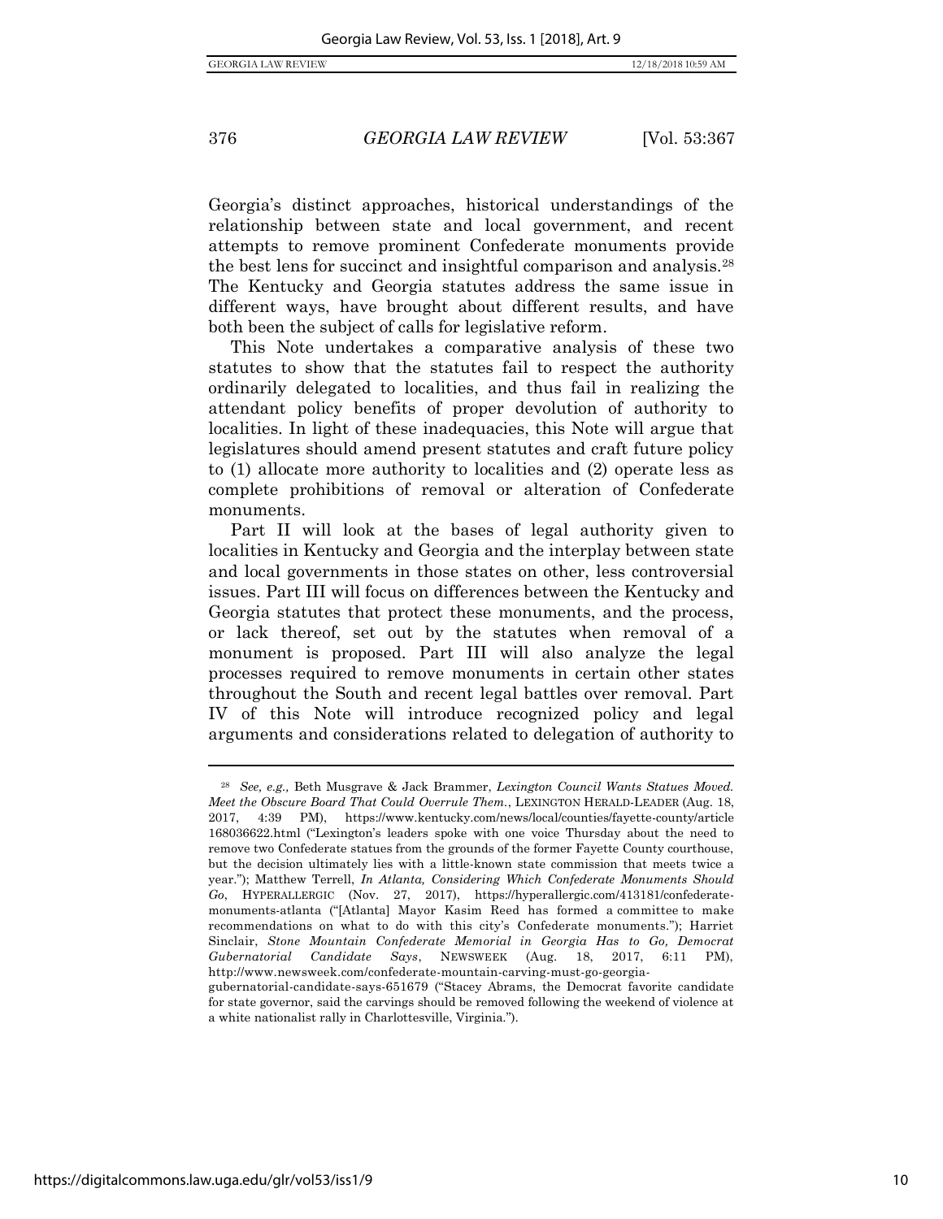Georgia's distinct approaches, historical understandings of the relationship between state and local government, and recent attempts to remove prominent Confederate monuments provide the best lens for succinct and insightful comparison and analysis.[28] The Kentucky and Georgia statutes address the same issue in different ways, have brought about different results, and have both been the subject of calls for legislative reform.

This Note undertakes a comparative analysis of these two statutes to show that the statutes fail to respect the authority ordinarily delegated to localities, and thus fail in realizing the attendant policy benefits of proper devolution of authority to localities. In light of these inadequacies, this Note will argue that legislatures should amend present statutes and craft future policy to (1) allocate more authority to localities and (2) operate less as complete prohibitions of removal or alteration of Confederate monuments.

Part II will look at the bases of legal authority given to localities in Kentucky and Georgia and the interplay between state and local governments in those states on other, less controversial issues. Part III will focus on differences between the Kentucky and Georgia statutes that protect these monuments, and the process, or lack thereof, set out by the statutes when removal of a monument is proposed. Part III will also analyze the legal processes required to remove monuments in certain other states throughout the South and recent legal battles over removal. Part IV of this Note will introduce recognized policy and legal arguments and considerations related to delegation of authority to

---

[28] *See, e.g.,* Beth Musgrave & Jack Brammer, *Lexington Council Wants Statues Moved. Meet the Obscure Board That Could Overrule Them.*, LEXINGTON HERALD-LEADER (Aug. 18, 2017, 4:39 PM), https://www.kentucky.com/news/local/counties/fayette-county/article168036622.html ("Lexington's leaders spoke with one voice Thursday about the need to remove two Confederate statues from the grounds of the former Fayette County courthouse, but the decision ultimately lies with a little-known state commission that meets twice a year."); Matthew Terrell, *In Atlanta, Considering Which Confederate Monuments Should Go*, HYPERALLERGIC (Nov. 27, 2017), https://hyperallergic.com/413181/confederate-monuments-atlanta ("[Atlanta] Mayor Kasim Reed has formed a committee to make recommendations on what to do with this city's Confederate monuments."); Harriet Sinclair, *Stone Mountain Confederate Memorial in Georgia Has to Go, Democrat Gubernatorial Candidate Says*, NEWSWEEK (Aug. 18, 2017, 6:11 PM), http://www.newsweek.com/confederate-mountain-carving-must-go-georgia-gubernatorial-candidate-says-651679 ("Stacey Abrams, the Democrat favorite candidate for state governor, said the carvings should be removed following the weekend of violence at a white nationalist rally in Charlottesville, Virginia.").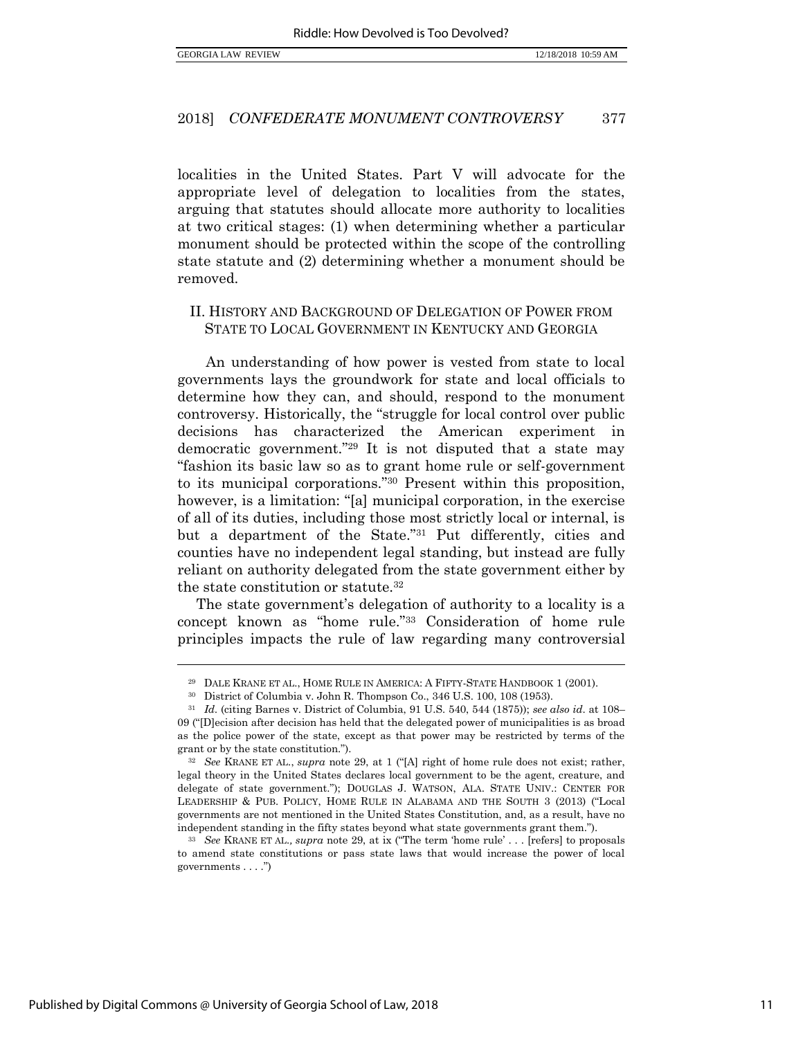localities in the United States. Part V will advocate for the appropriate level of delegation to localities from the states, arguing that statutes should allocate more authority to localities at two critical stages: (1) when determining whether a particular monument should be protected within the scope of the controlling state statute and (2) determining whether a monument should be removed.

## II. HISTORY AND BACKGROUND OF DELEGATION OF POWER FROM STATE TO LOCAL GOVERNMENT IN KENTUCKY AND GEORGIA

An understanding of how power is vested from state to local governments lays the groundwork for state and local officials to determine how they can, and should, respond to the monument controversy. Historically, the "struggle for local control over public decisions has characterized the American experiment in democratic government."[29] It is not disputed that a state may "fashion its basic law so as to grant home rule or self-government to its municipal corporations."[30] Present within this proposition, however, is a limitation: "[a] municipal corporation, in the exercise of all of its duties, including those most strictly local or internal, is but a department of the State."[31] Put differently, cities and counties have no independent legal standing, but instead are fully reliant on authority delegated from the state government either by the state constitution or statute.[32]

The state government's delegation of authority to a locality is a concept known as "home rule."[33] Consideration of home rule principles impacts the rule of law regarding many controversial

---

[29] DALE KRANE ET AL., HOME RULE IN AMERICA: A FIFTY-STATE HANDBOOK 1 (2001).

[30] District of Columbia v. John R. Thompson Co., 346 U.S. 100, 108 (1953).

[31] *Id.* (citing Barnes v. District of Columbia, 91 U.S. 540, 544 (1875)); *see also id.* at 108–09 ("[D]ecision after decision has held that the delegated power of municipalities is as broad as the police power of the state, except as that power may be restricted by terms of the grant or by the state constitution.").

[32] *See* KRANE ET AL., *supra* note 29, at 1 ("[A] right of home rule does not exist; rather, legal theory in the United States declares local government to be the agent, creature, and delegate of state government."); DOUGLAS J. WATSON, ALA. STATE UNIV.: CENTER FOR LEADERSHIP & PUB. POLICY, HOME RULE IN ALABAMA AND THE SOUTH 3 (2013) ("Local governments are not mentioned in the United States Constitution, and, as a result, have no independent standing in the fifty states beyond what state governments grant them.").

[33] *See* KRANE ET AL., *supra* note 29, at ix ("The term 'home rule' . . . [refers] to proposals to amend state constitutions or pass state laws that would increase the power of local governments . . . .")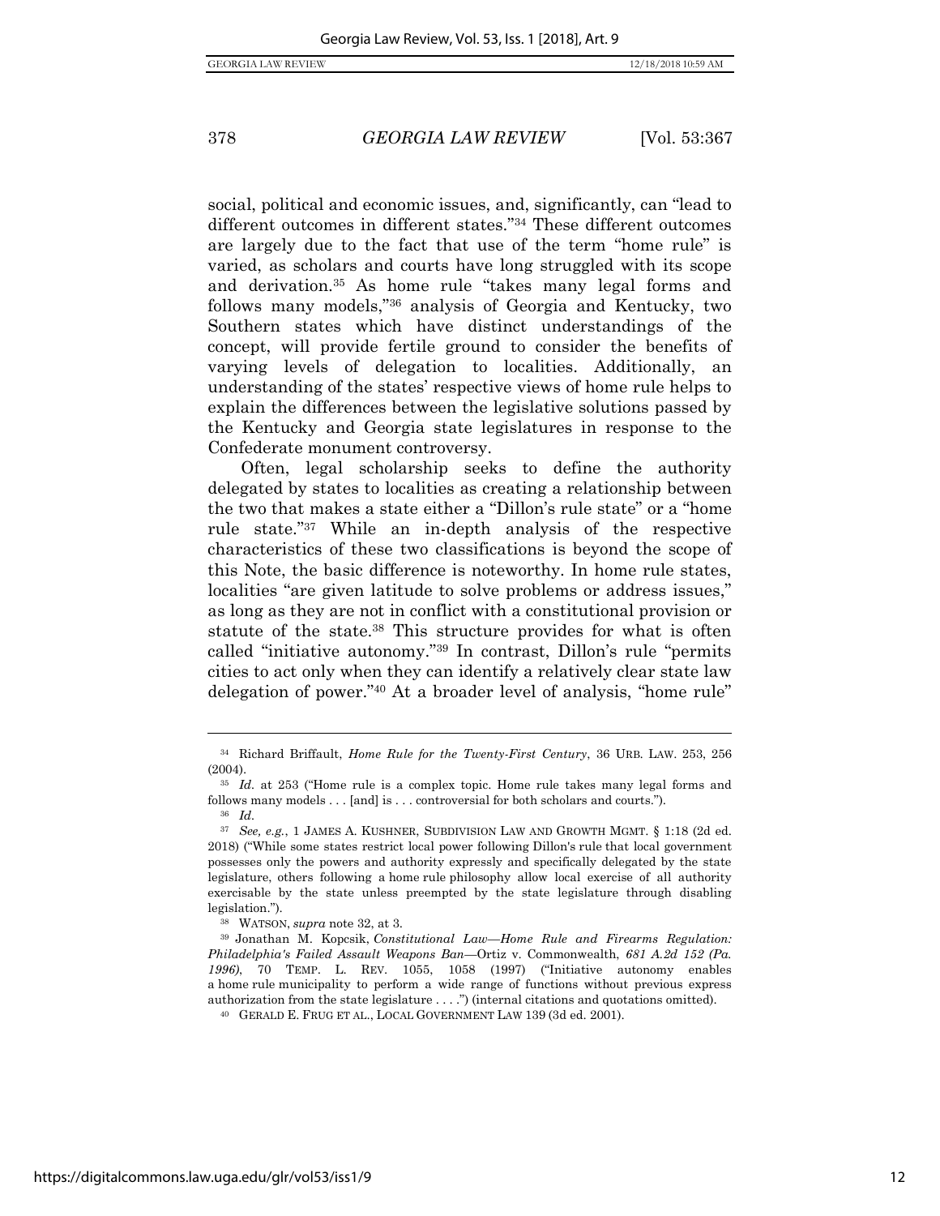social, political and economic issues, and, significantly, can "lead to different outcomes in different states."[34] These different outcomes are largely due to the fact that use of the term "home rule" is varied, as scholars and courts have long struggled with its scope and derivation.[35] As home rule "takes many legal forms and follows many models,"[36] analysis of Georgia and Kentucky, two Southern states which have distinct understandings of the concept, will provide fertile ground to consider the benefits of varying levels of delegation to localities. Additionally, an understanding of the states' respective views of home rule helps to explain the differences between the legislative solutions passed by the Kentucky and Georgia state legislatures in response to the Confederate monument controversy.

Often, legal scholarship seeks to define the authority delegated by states to localities as creating a relationship between the two that makes a state either a "Dillon's rule state" or a "home rule state."[37] While an in-depth analysis of the respective characteristics of these two classifications is beyond the scope of this Note, the basic difference is noteworthy. In home rule states, localities "are given latitude to solve problems or address issues," as long as they are not in conflict with a constitutional provision or statute of the state.[38] This structure provides for what is often called "initiative autonomy."[39] In contrast, Dillon's rule "permits cities to act only when they can identify a relatively clear state law delegation of power."[40] At a broader level of analysis, "home rule"

---

[34] Richard Briffault, *Home Rule for the Twenty-First Century*, 36 URB. LAW. 253, 256 (2004).

[35] *Id.* at 253 ("Home rule is a complex topic. Home rule takes many legal forms and follows many models . . . [and] is . . . controversial for both scholars and courts.").

[36] *Id.*

[37] *See, e.g.*, 1 JAMES A. KUSHNER, SUBDIVISION LAW AND GROWTH MGMT. § 1:18 (2d ed. 2018) ("While some states restrict local power following Dillon's rule that local government possesses only the powers and authority expressly and specifically delegated by the state legislature, others following a home rule philosophy allow local exercise of all authority exercisable by the state unless preempted by the state legislature through disabling legislation.").

[38] WATSON, *supra* note 32, at 3.

[39] Jonathan M. Kopcsik, *Constitutional Law—Home Rule and Firearms Regulation: Philadelphia's Failed Assault Weapons Ban—*Ortiz v. Commonwealth, *681 A.2d 152 (Pa. 1996)*, 70 TEMP. L. REV. 1055, 1058 (1997) ("Initiative autonomy enables a home rule municipality to perform a wide range of functions without previous express authorization from the state legislature . . . .") (internal citations and quotations omitted).

[40] GERALD E. FRUG ET AL., LOCAL GOVERNMENT LAW 139 (3d ed. 2001).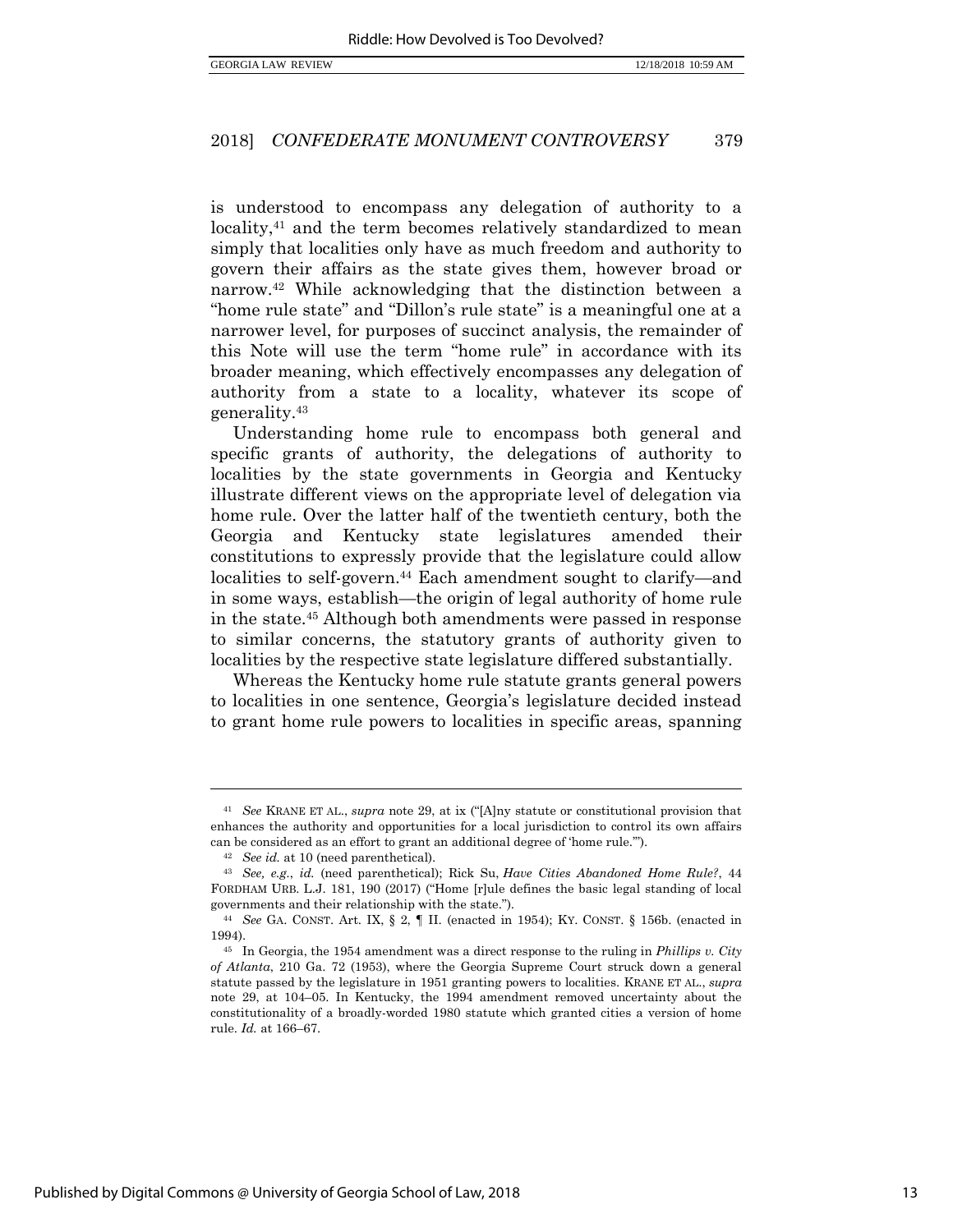is understood to encompass any delegation of authority to a locality,[41] and the term becomes relatively standardized to mean simply that localities only have as much freedom and authority to govern their affairs as the state gives them, however broad or narrow.[42] While acknowledging that the distinction between a "home rule state" and "Dillon's rule state" is a meaningful one at a narrower level, for purposes of succinct analysis, the remainder of this Note will use the term "home rule" in accordance with its broader meaning, which effectively encompasses any delegation of authority from a state to a locality, whatever its scope of generality.[43]

Understanding home rule to encompass both general and specific grants of authority, the delegations of authority to localities by the state governments in Georgia and Kentucky illustrate different views on the appropriate level of delegation via home rule. Over the latter half of the twentieth century, both the Georgia and Kentucky state legislatures amended their constitutions to expressly provide that the legislature could allow localities to self-govern.[44] Each amendment sought to clarify—and in some ways, establish—the origin of legal authority of home rule in the state.[45] Although both amendments were passed in response to similar concerns, the statutory grants of authority given to localities by the respective state legislature differed substantially.

Whereas the Kentucky home rule statute grants general powers to localities in one sentence, Georgia's legislature decided instead to grant home rule powers to localities in specific areas, spanning

---

[41] *See* KRANE ET AL., *supra* note 29, at ix ("[A]ny statute or constitutional provision that enhances the authority and opportunities for a local jurisdiction to control its own affairs can be considered as an effort to grant an additional degree of 'home rule.'").

[42] *See id.* at 10 (need parenthetical).

[43] *See, e.g.*, *id.* (need parenthetical); Rick Su, *Have Cities Abandoned Home Rule?*, 44 FORDHAM URB. L.J. 181, 190 (2017) ("Home [r]ule defines the basic legal standing of local governments and their relationship with the state.").

[44] *See* GA. CONST. Art. IX, § 2, ¶ II. (enacted in 1954); KY. CONST. § 156b. (enacted in 1994).

[45] In Georgia, the 1954 amendment was a direct response to the ruling in *Phillips v. City of Atlanta*, 210 Ga. 72 (1953), where the Georgia Supreme Court struck down a general statute passed by the legislature in 1951 granting powers to localities. KRANE ET AL., *supra* note 29, at 104–05. In Kentucky, the 1994 amendment removed uncertainty about the constitutionality of a broadly-worded 1980 statute which granted cities a version of home rule. *Id.* at 166–67.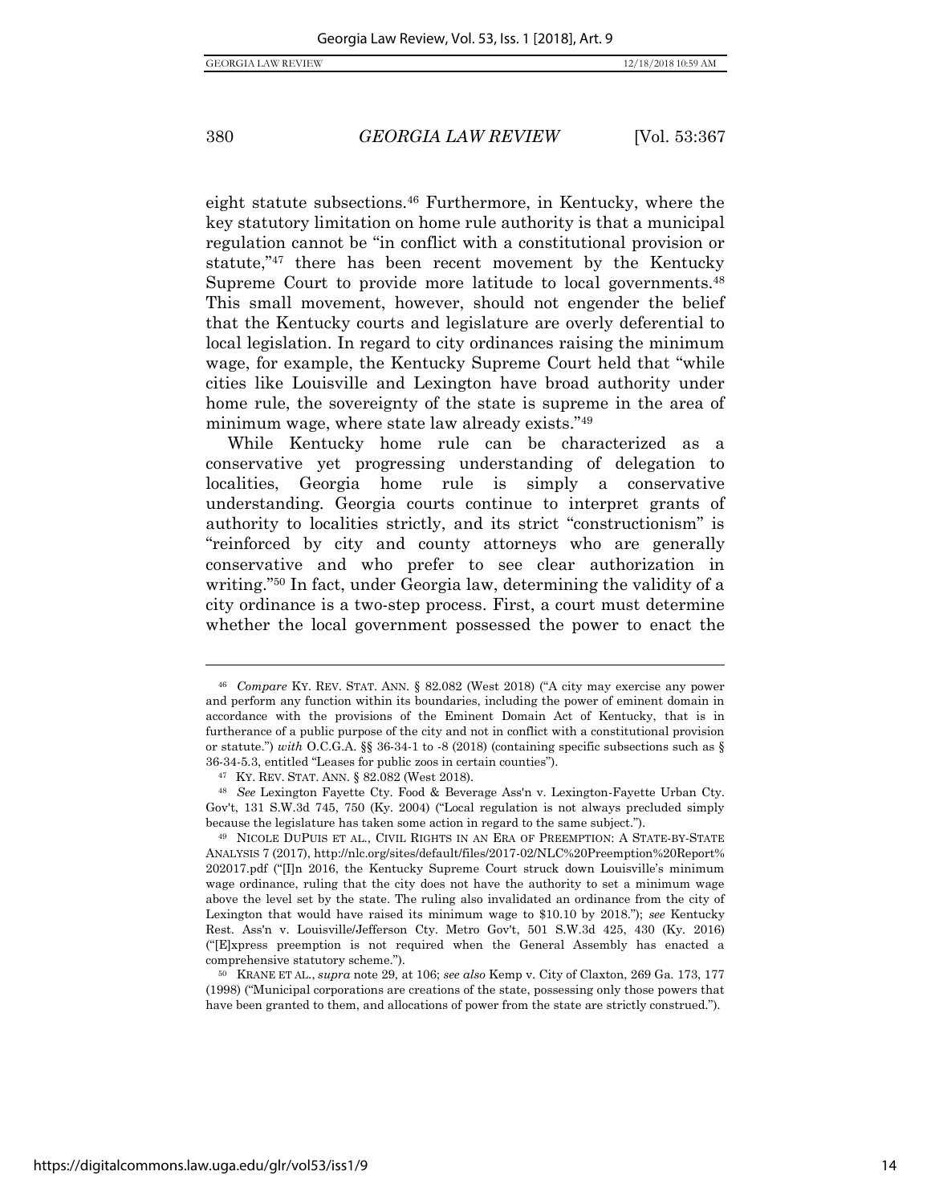eight statute subsections.[46] Furthermore, in Kentucky, where the key statutory limitation on home rule authority is that a municipal regulation cannot be "in conflict with a constitutional provision or statute,"[47] there has been recent movement by the Kentucky Supreme Court to provide more latitude to local governments.[48] This small movement, however, should not engender the belief that the Kentucky courts and legislature are overly deferential to local legislation. In regard to city ordinances raising the minimum wage, for example, the Kentucky Supreme Court held that "while cities like Louisville and Lexington have broad authority under home rule, the sovereignty of the state is supreme in the area of minimum wage, where state law already exists."[49]

While Kentucky home rule can be characterized as a conservative yet progressing understanding of delegation to localities, Georgia home rule is simply a conservative understanding. Georgia courts continue to interpret grants of authority to localities strictly, and its strict "constructionism" is "reinforced by city and county attorneys who are generally conservative and who prefer to see clear authorization in writing."[50] In fact, under Georgia law, determining the validity of a city ordinance is a two-step process. First, a court must determine whether the local government possessed the power to enact the

---

[46] *Compare* KY. REV. STAT. ANN. § 82.082 (West 2018) ("A city may exercise any power and perform any function within its boundaries, including the power of eminent domain in accordance with the provisions of the Eminent Domain Act of Kentucky, that is in furtherance of a public purpose of the city and not in conflict with a constitutional provision or statute.") *with* O.C.G.A. §§ 36-34-1 to -8 (2018) (containing specific subsections such as § 36-34-5.3, entitled "Leases for public zoos in certain counties").

[47] KY. REV. STAT. ANN. § 82.082 (West 2018).

[48] *See* Lexington Fayette Cty. Food & Beverage Ass'n v. Lexington-Fayette Urban Cty. Gov't, 131 S.W.3d 745, 750 (Ky. 2004) ("Local regulation is not always precluded simply because the legislature has taken some action in regard to the same subject.").

[49] NICOLE DUPUIS ET AL., CIVIL RIGHTS IN AN ERA OF PREEMPTION: A STATE-BY-STATE ANALYSIS 7 (2017), http://nlc.org/sites/default/files/2017-02/NLC%20Preemption%20Report%202017.pdf ("[I]n 2016, the Kentucky Supreme Court struck down Louisville's minimum wage ordinance, ruling that the city does not have the authority to set a minimum wage above the level set by the state. The ruling also invalidated an ordinance from the city of Lexington that would have raised its minimum wage to $10.10 by 2018."); *see* Kentucky Rest. Ass'n v. Louisville/Jefferson Cty. Metro Gov't, 501 S.W.3d 425, 430 (Ky. 2016) ("[E]xpress preemption is not required when the General Assembly has enacted a comprehensive statutory scheme.").

[50] KRANE ET AL., *supra* note 29, at 106; *see also* Kemp v. City of Claxton, 269 Ga. 173, 177 (1998) ("Municipal corporations are creations of the state, possessing only those powers that have been granted to them, and allocations of power from the state are strictly construed.").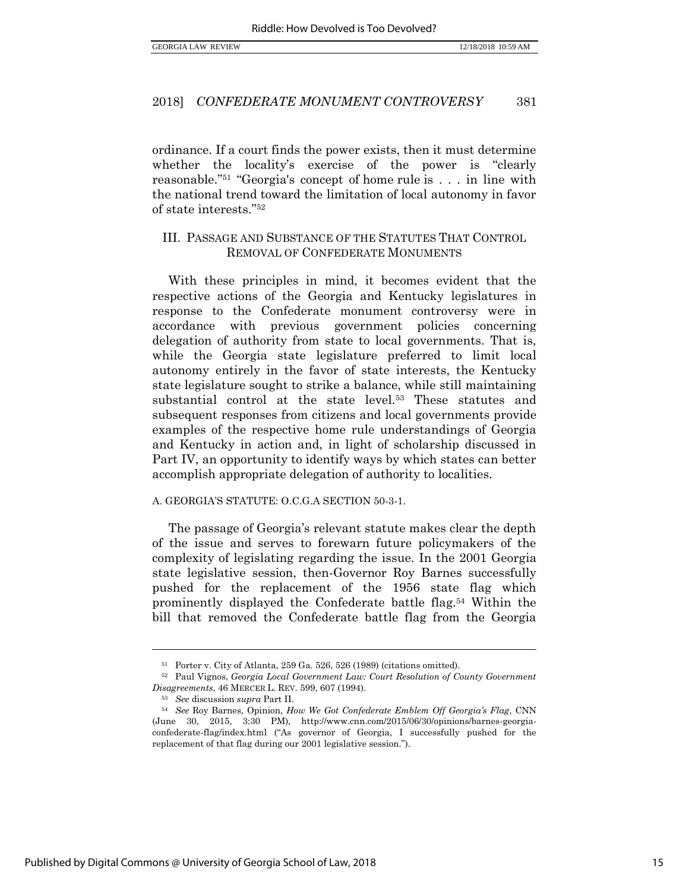ordinance. If a court finds the power exists, then it must determine whether the locality's exercise of the power is "clearly reasonable."[51] "Georgia's concept of home rule is . . . in line with the national trend toward the limitation of local autonomy in favor of state interests."[52]

## III. PASSAGE AND SUBSTANCE OF THE STATUTES THAT CONTROL REMOVAL OF CONFEDERATE MONUMENTS

With these principles in mind, it becomes evident that the respective actions of the Georgia and Kentucky legislatures in response to the Confederate monument controversy were in accordance with previous government policies concerning delegation of authority from state to local governments. That is, while the Georgia state legislature preferred to limit local autonomy entirely in the favor of state interests, the Kentucky state legislature sought to strike a balance, while still maintaining substantial control at the state level.[53] These statutes and subsequent responses from citizens and local governments provide examples of the respective home rule understandings of Georgia and Kentucky in action and, in light of scholarship discussed in Part IV, an opportunity to identify ways by which states can better accomplish appropriate delegation of authority to localities.

### A. GEORGIA'S STATUTE: O.C.G.A SECTION 50-3-1.

The passage of Georgia's relevant statute makes clear the depth of the issue and serves to forewarn future policymakers of the complexity of legislating regarding the issue. In the 2001 Georgia state legislative session, then-Governor Roy Barnes successfully pushed for the replacement of the 1956 state flag which prominently displayed the Confederate battle flag.[54] Within the bill that removed the Confederate battle flag from the Georgia

---

[51] Porter v. City of Atlanta, 259 Ga. 526, 526 (1989) (citations omitted).

[52] Paul Vignos, *Georgia Local Government Law: Court Resolution of County Government Disagreements*, 46 MERCER L. REV. 599, 607 (1994).

[53] *See* discussion *supra* Part II.

[54] *See* Roy Barnes, Opinion, *How We Got Confederate Emblem Off Georgia's Flag*, CNN (June 30, 2015, 3:30 PM), http://www.cnn.com/2015/06/30/opinions/barnes-georgia-confederate-flag/index.html ("As governor of Georgia, I successfully pushed for the replacement of that flag during our 2001 legislative session.").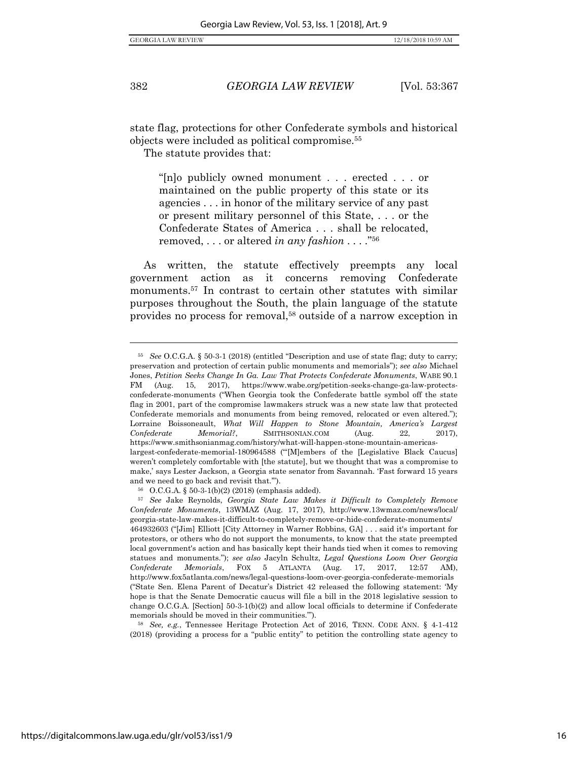state flag, protections for other Confederate symbols and historical objects were included as political compromise.[55]

The statute provides that:

> "[n]o publicly owned monument . . . erected . . . or maintained on the public property of this state or its agencies . . . in honor of the military service of any past or present military personnel of this State, . . . or the Confederate States of America . . . shall be relocated, removed, . . . or altered *in any fashion* . . . ."[56]

As written, the statute effectively preempts any local government action as it concerns removing Confederate monuments.[57] In contrast to certain other statutes with similar purposes throughout the South, the plain language of the statute provides no process for removal,[58] outside of a narrow exception in

---

[55] *See* O.C.G.A. § 50-3-1 (2018) (entitled "Description and use of state flag; duty to carry; preservation and protection of certain public monuments and memorials"); *see also* Michael Jones, *Petition Seeks Change In Ga. Law That Protects Confederate Monuments*, WABE 90.1 FM (Aug. 15, 2017), https://www.wabe.org/petition-seeks-change-ga-law-protects-confederate-monuments ("When Georgia took the Confederate battle symbol off the state flag in 2001, part of the compromise lawmakers struck was a new state law that protected Confederate memorials and monuments from being removed, relocated or even altered."); Lorraine Boissoneault, *What Will Happen to Stone Mountain, America's Largest Confederate Memorial?*, SMITHSONIAN.COM (Aug. 22, 2017), https://www.smithsonianmag.com/history/what-will-happen-stone-mountain-americas-largest-confederate-memorial-180964588 ("'[M]embers of the [Legislative Black Caucus] weren't completely comfortable with [the statute], but we thought that was a compromise to make,' says Lester Jackson, a Georgia state senator from Savannah. 'Fast forward 15 years and we need to go back and revisit that.'").

[56] O.C.G.A. § 50-3-1(b)(2) (2018) (emphasis added).

[57] *See* Jake Reynolds, *Georgia State Law Makes it Difficult to Completely Remove Confederate Monuments*, 13WMAZ (Aug. 17, 2017), http://www.13wmaz.com/news/local/georgia-state-law-makes-it-difficult-to-completely-remove-or-hide-confederate-monuments/464932603 ("[Jim] Elliott [City Attorney in Warner Robbins, GA] . . . said it's important for protestors, or others who do not support the monuments, to know that the state preempted local government's action and has basically kept their hands tied when it comes to removing statues and monuments."); *see also* Jacyln Schultz, *Legal Questions Loom Over Georgia Confederate Memorials*, FOX 5 ATLANTA (Aug. 17, 2017, 12:57 AM), http://www.fox5atlanta.com/news/legal-questions-loom-over-georgia-confederate-memorials ("State Sen. Elena Parent of Decatur's District 42 released the following statement: 'My hope is that the Senate Democratic caucus will file a bill in the 2018 legislative session to change O.C.G.A. [Section] 50-3-1(b)(2) and allow local officials to determine if Confederate memorials should be moved in their communities.'").

[58] *See, e.g.*, Tennessee Heritage Protection Act of 2016, TENN. CODE ANN. § 4-1-412 (2018) (providing a process for a "public entity" to petition the controlling state agency to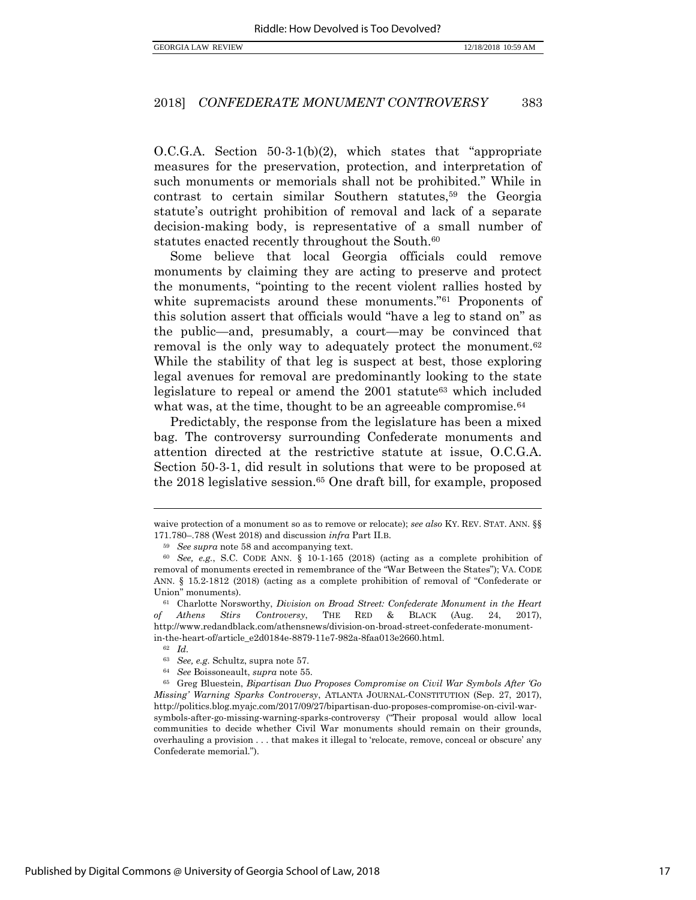O.C.G.A. Section 50-3-1(b)(2), which states that "appropriate measures for the preservation, protection, and interpretation of such monuments or memorials shall not be prohibited." While in contrast to certain similar Southern statutes,[59] the Georgia statute's outright prohibition of removal and lack of a separate decision-making body, is representative of a small number of statutes enacted recently throughout the South.[60]

Some believe that local Georgia officials could remove monuments by claiming they are acting to preserve and protect the monuments, "pointing to the recent violent rallies hosted by white supremacists around these monuments."[61] Proponents of this solution assert that officials would "have a leg to stand on" as the public—and, presumably, a court—may be convinced that removal is the only way to adequately protect the monument.[62] While the stability of that leg is suspect at best, those exploring legal avenues for removal are predominantly looking to the state legislature to repeal or amend the 2001 statute[63] which included what was, at the time, thought to be an agreeable compromise.[64]

Predictably, the response from the legislature has been a mixed bag. The controversy surrounding Confederate monuments and attention directed at the restrictive statute at issue, O.C.G.A. Section 50-3-1, did result in solutions that were to be proposed at the 2018 legislative session.[65] One draft bill, for example, proposed

---

waive protection of a monument so as to remove or relocate); *see also* KY. REV. STAT. ANN. §§ 171.780–.788 (West 2018) and discussion *infra* Part II.B.

[59] *See supra* note 58 and accompanying text.

[60] *See, e.g.*, S.C. CODE ANN. § 10-1-165 (2018) (acting as a complete prohibition of removal of monuments erected in remembrance of the "War Between the States"); VA. CODE ANN. § 15.2-1812 (2018) (acting as a complete prohibition of removal of "Confederate or Union" monuments).

[61] Charlotte Norsworthy, *Division on Broad Street: Confederate Monument in the Heart of Athens Stirs Controversy*, THE RED & BLACK (Aug. 24, 2017), http://www.redandblack.com/athensnews/division-on-broad-street-confederate-monument-in-the-heart-of/article_e2d0184e-8879-11e7-982a-8faa013e2660.html.

[62] *Id.*

[63] *See, e.g.* Schultz, supra note 57.

[64] *See* Boissoneault, *supra* note 55.

[65] Greg Bluestein, *Bipartisan Duo Proposes Compromise on Civil War Symbols After 'Go Missing' Warning Sparks Controversy*, ATLANTA JOURNAL-CONSTITUTION (Sep. 27, 2017), http://politics.blog.myajc.com/2017/09/27/bipartisan-duo-proposes-compromise-on-civil-war-symbols-after-go-missing-warning-sparks-controversy ("Their proposal would allow local communities to decide whether Civil War monuments should remain on their grounds, overhauling a provision . . . that makes it illegal to 'relocate, remove, conceal or obscure' any Confederate memorial.").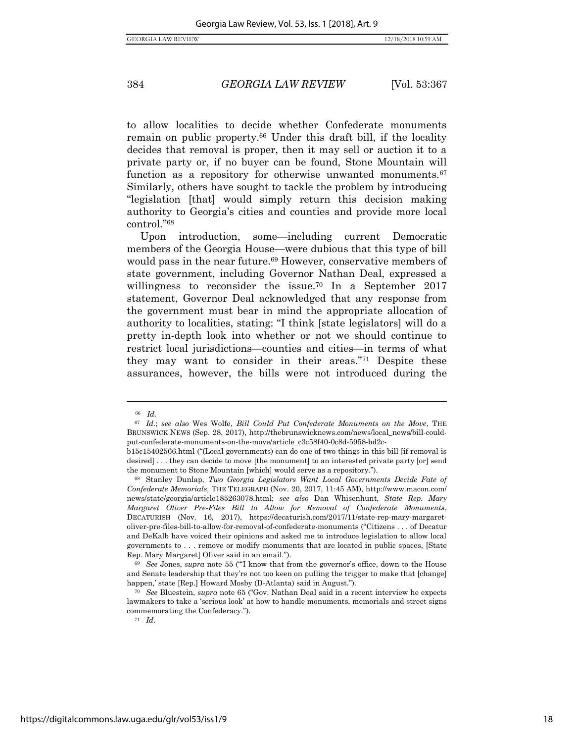to allow localities to decide whether Confederate monuments remain on public property.[66] Under this draft bill, if the locality decides that removal is proper, then it may sell or auction it to a private party or, if no buyer can be found, Stone Mountain will function as a repository for otherwise unwanted monuments.[67] Similarly, others have sought to tackle the problem by introducing "legislation [that] would simply return this decision making authority to Georgia's cities and counties and provide more local control."[68]

Upon introduction, some—including current Democratic members of the Georgia House—were dubious that this type of bill would pass in the near future.[69] However, conservative members of state government, including Governor Nathan Deal, expressed a willingness to reconsider the issue.[70] In a September 2017 statement, Governor Deal acknowledged that any response from the government must bear in mind the appropriate allocation of authority to localities, stating: "I think [state legislators] will do a pretty in-depth look into whether or not we should continue to restrict local jurisdictions—counties and cities—in terms of what they may want to consider in their areas."[71] Despite these assurances, however, the bills were not introduced during the

---

[66] *Id.*

[67] *Id.*; *see also* Wes Wolfe, *Bill Could Put Confederate Monuments on the Move*, THE BRUNSWICK NEWS (Sep. 28, 2017), http://thebrunswicknews.com/news/local_news/bill-could-put-confederate-monuments-on-the-move/article_c3c58f40-0c8d-5958-bd2c-b15c15402566.html ("(Local governments) can do one of two things in this bill [if removal is desired] . . . they can decide to move [the monument] to an interested private party [or] send the monument to Stone Mountain [which] would serve as a repository.").

[68] Stanley Dunlap, *Two Georgia Legislators Want Local Governments Decide Fate of Confederate Memorials*, THE TELEGRAPH (Nov. 20, 2017, 11:45 AM), http://www.macon.com/news/state/georgia/article185263078.html; *see also* Dan Whisenhunt, *State Rep. Mary Margaret Oliver Pre-Files Bill to Allow for Removal of Confederate Monuments*, DECATURISH (Nov. 16, 2017), https://decaturish.com/2017/11/state-rep-mary-margaret-oliver-pre-files-bill-to-allow-for-removal-of-confederate-monuments ("Citizens . . . of Decatur and DeKalb have voiced their opinions and asked me to introduce legislation to allow local governments to . . . remove or modify monuments that are located in public spaces, [State Rep. Mary Margaret] Oliver said in an email.").

[69] *See* Jones, *supra* note 55 ("'I know that from the governor's office, down to the House and Senate leadership that they're not too keen on pulling the trigger to make that [change] happen,' state [Rep.] Howard Mosby (D-Atlanta) said in August.").

[70] *See* Bluestein, *supra* note 65 ("Gov. Nathan Deal said in a recent interview he expects lawmakers to take a 'serious look' at how to handle monuments, memorials and street signs commemorating the Confederacy.").

[71] *Id.*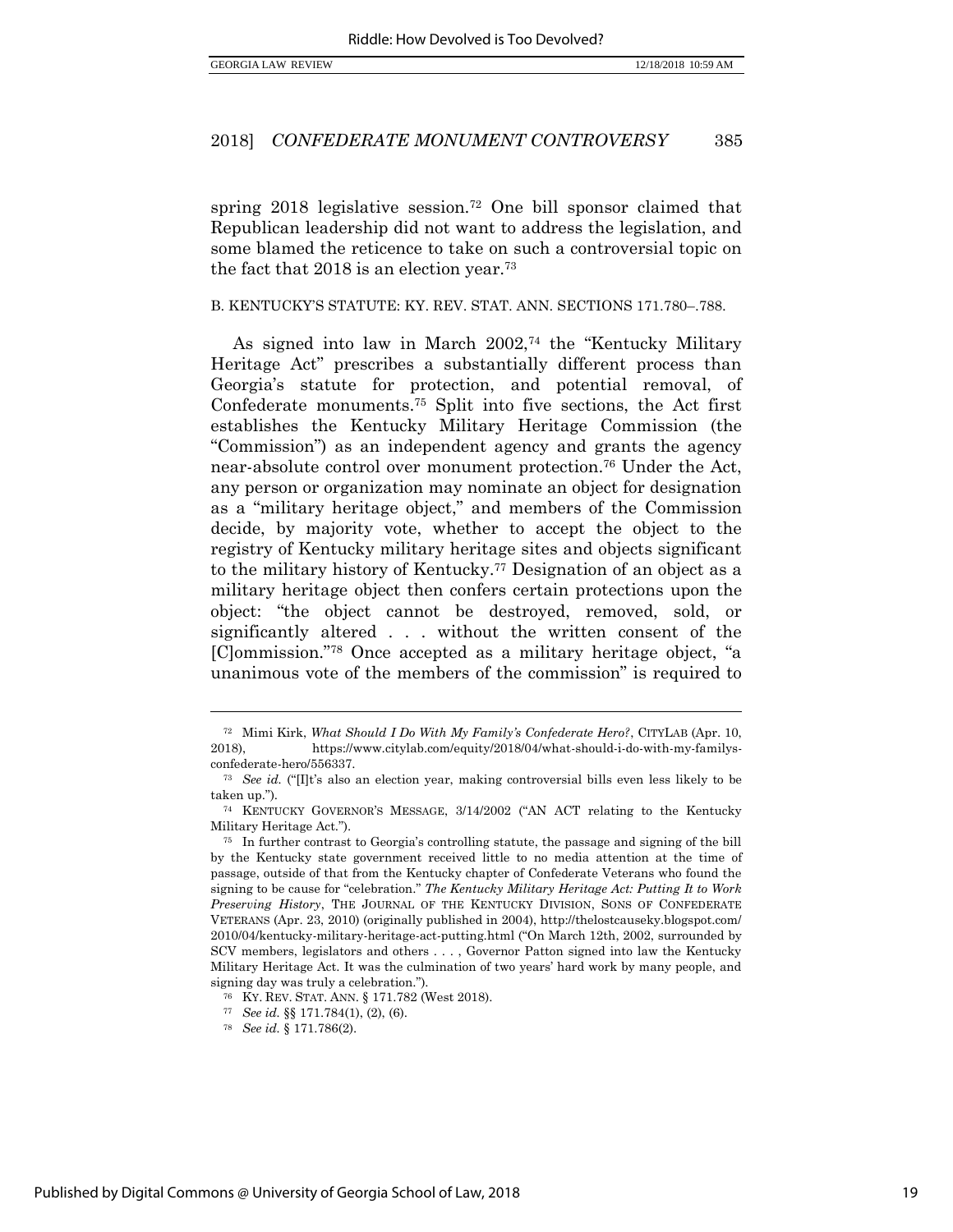spring 2018 legislative session.[72] One bill sponsor claimed that Republican leadership did not want to address the legislation, and some blamed the reticence to take on such a controversial topic on the fact that 2018 is an election year.[73]

### B. KENTUCKY'S STATUTE: KY. REV. STAT. ANN. SECTIONS 171.780–.788.

As signed into law in March 2002,[74] the "Kentucky Military Heritage Act" prescribes a substantially different process than Georgia's statute for protection, and potential removal, of Confederate monuments.[75] Split into five sections, the Act first establishes the Kentucky Military Heritage Commission (the "Commission") as an independent agency and grants the agency near-absolute control over monument protection.[76] Under the Act, any person or organization may nominate an object for designation as a "military heritage object," and members of the Commission decide, by majority vote, whether to accept the object to the registry of Kentucky military heritage sites and objects significant to the military history of Kentucky.[77] Designation of an object as a military heritage object then confers certain protections upon the object: "the object cannot be destroyed, removed, sold, or significantly altered . . . without the written consent of the [C]ommission."[78] Once accepted as a military heritage object, "a unanimous vote of the members of the commission" is required to

---

[72] Mimi Kirk, *What Should I Do With My Family's Confederate Hero?*, CITYLAB (Apr. 10, 2018), https://www.citylab.com/equity/2018/04/what-should-i-do-with-my-familys-confederate-hero/556337.

[73] *See id.* ("[I]t's also an election year, making controversial bills even less likely to be taken up.").

[74] KENTUCKY GOVERNOR'S MESSAGE, 3/14/2002 ("AN ACT relating to the Kentucky Military Heritage Act.").

[75] In further contrast to Georgia's controlling statute, the passage and signing of the bill by the Kentucky state government received little to no media attention at the time of passage, outside of that from the Kentucky chapter of Confederate Veterans who found the signing to be cause for "celebration." *The Kentucky Military Heritage Act: Putting It to Work Preserving History*, THE JOURNAL OF THE KENTUCKY DIVISION, SONS OF CONFEDERATE VETERANS (Apr. 23, 2010) (originally published in 2004), http://thelostcauseky.blogspot.com/2010/04/kentucky-military-heritage-act-putting.html ("On March 12th, 2002, surrounded by SCV members, legislators and others . . . , Governor Patton signed into law the Kentucky Military Heritage Act. It was the culmination of two years' hard work by many people, and signing day was truly a celebration.").

[76] KY. REV. STAT. ANN. § 171.782 (West 2018).

[77] *See id.* §§ 171.784(1), (2), (6).

[78] *See id.* § 171.786(2).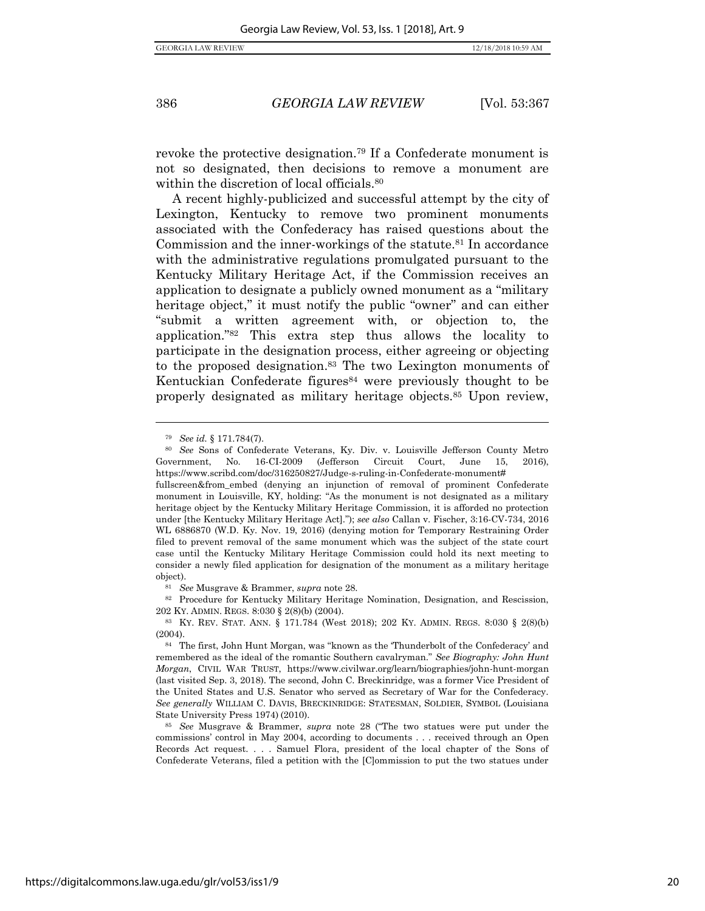revoke the protective designation.[79] If a Confederate monument is not so designated, then decisions to remove a monument are within the discretion of local officials.[80]

A recent highly-publicized and successful attempt by the city of Lexington, Kentucky to remove two prominent monuments associated with the Confederacy has raised questions about the Commission and the inner-workings of the statute.[81] In accordance with the administrative regulations promulgated pursuant to the Kentucky Military Heritage Act, if the Commission receives an application to designate a publicly owned monument as a "military heritage object," it must notify the public "owner" and can either "submit a written agreement with, or objection to, the application."[82] This extra step thus allows the locality to participate in the designation process, either agreeing or objecting to the proposed designation.[83] The two Lexington monuments of Kentuckian Confederate figures[84] were previously thought to be properly designated as military heritage objects.[85] Upon review,

---

[79] *See id.* § 171.784(7).

[80] *See* Sons of Confederate Veterans, Ky. Div. v. Louisville Jefferson County Metro Government, No. 16-CI-2009 (Jefferson Circuit Court, June 15, 2016), https://www.scribd.com/doc/316250827/Judge-s-ruling-in-Confederate-monument#fullscreen&from_embed (denying an injunction of removal of prominent Confederate monument in Louisville, KY, holding: "As the monument is not designated as a military heritage object by the Kentucky Military Heritage Commission, it is afforded no protection under [the Kentucky Military Heritage Act]."); *see also* Callan v. Fischer, 3:16-CV-734, 2016 WL 6886870 (W.D. Ky. Nov. 19, 2016) (denying motion for Temporary Restraining Order filed to prevent removal of the same monument which was the subject of the state court case until the Kentucky Military Heritage Commission could hold its next meeting to consider a newly filed application for designation of the monument as a military heritage object).

[81] *See* Musgrave & Brammer, *supra* note 28.

[82] Procedure for Kentucky Military Heritage Nomination, Designation, and Rescission, 202 KY. ADMIN. REGS. 8:030 § 2(8)(b) (2004).

[83] KY. REV. STAT. ANN. § 171.784 (West 2018); 202 KY. ADMIN. REGS. 8:030 § 2(8)(b) (2004).

[84] The first, John Hunt Morgan, was "known as the 'Thunderbolt of the Confederacy' and remembered as the ideal of the romantic Southern cavalryman." *See Biography: John Hunt Morgan*, CIVIL WAR TRUST, https://www.civilwar.org/learn/biographies/john-hunt-morgan (last visited Sep. 3, 2018). The second, John C. Breckinridge, was a former Vice President of the United States and U.S. Senator who served as Secretary of War for the Confederacy. *See generally* WILLIAM C. DAVIS, BRECKINRIDGE: STATESMAN, SOLDIER, SYMBOL (Louisiana State University Press 1974) (2010).

[85] *See* Musgrave & Brammer, *supra* note 28 ("The two statues were put under the commissions' control in May 2004, according to documents . . . received through an Open Records Act request. . . . Samuel Flora, president of the local chapter of the Sons of Confederate Veterans, filed a petition with the [C]ommission to put the two statues under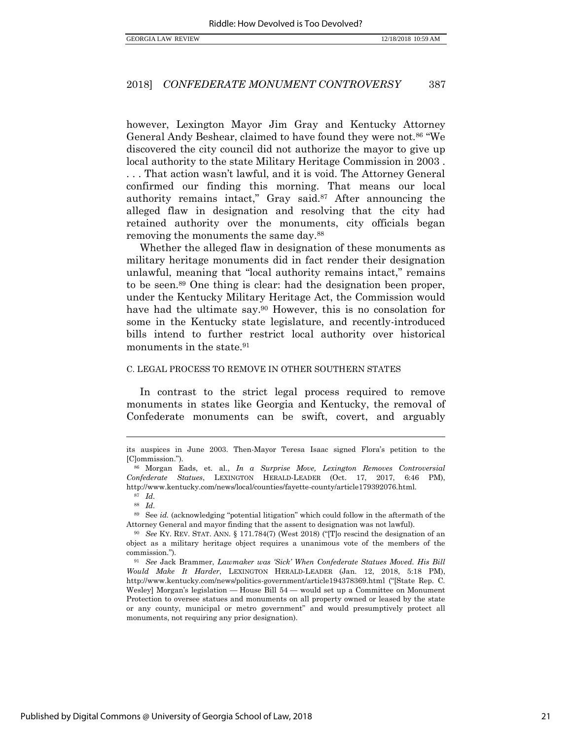however, Lexington Mayor Jim Gray and Kentucky Attorney General Andy Beshear, claimed to have found they were not.[86] "We discovered the city council did not authorize the mayor to give up local authority to the state Military Heritage Commission in 2003 . . . . That action wasn't lawful, and it is void. The Attorney General confirmed our finding this morning. That means our local authority remains intact," Gray said.[87] After announcing the alleged flaw in designation and resolving that the city had retained authority over the monuments, city officials began removing the monuments the same day.[88]

Whether the alleged flaw in designation of these monuments as military heritage monuments did in fact render their designation unlawful, meaning that "local authority remains intact," remains to be seen.[89] One thing is clear: had the designation been proper, under the Kentucky Military Heritage Act, the Commission would have had the ultimate say.[90] However, this is no consolation for some in the Kentucky state legislature, and recently-introduced bills intend to further restrict local authority over historical monuments in the state.[91]

### C. LEGAL PROCESS TO REMOVE IN OTHER SOUTHERN STATES

In contrast to the strict legal process required to remove monuments in states like Georgia and Kentucky, the removal of Confederate monuments can be swift, covert, and arguably

---

its auspices in June 2003. Then-Mayor Teresa Isaac signed Flora's petition to the [C]ommission.").

[86] Morgan Eads, et. al., *In a Surprise Move, Lexington Removes Controversial Confederate Statues*, LEXINGTON HERALD-LEADER (Oct. 17, 2017, 6:46 PM), http://www.kentucky.com/news/local/counties/fayette-county/article179392076.html.

[87] *Id.*

[88] *Id.*

[89] See *id.* (acknowledging "potential litigation" which could follow in the aftermath of the Attorney General and mayor finding that the assent to designation was not lawful).

[90] *See* KY. REV. STAT. ANN. § 171.784(7) (West 2018) ("[T]o rescind the designation of an object as a military heritage object requires a unanimous vote of the members of the commission.").

[91] *See* Jack Brammer, *Lawmaker was 'Sick' When Confederate Statues Moved. His Bill Would Make It Harder*, LEXINGTON HERALD-LEADER (Jan. 12, 2018, 5:18 PM), http://www.kentucky.com/news/politics-government/article194378369.html ("[State Rep. C. Wesley] Morgan's legislation — House Bill 54 — would set up a Committee on Monument Protection to oversee statues and monuments on all property owned or leased by the state or any county, municipal or metro government" and would presumptively protect all monuments, not requiring any prior designation).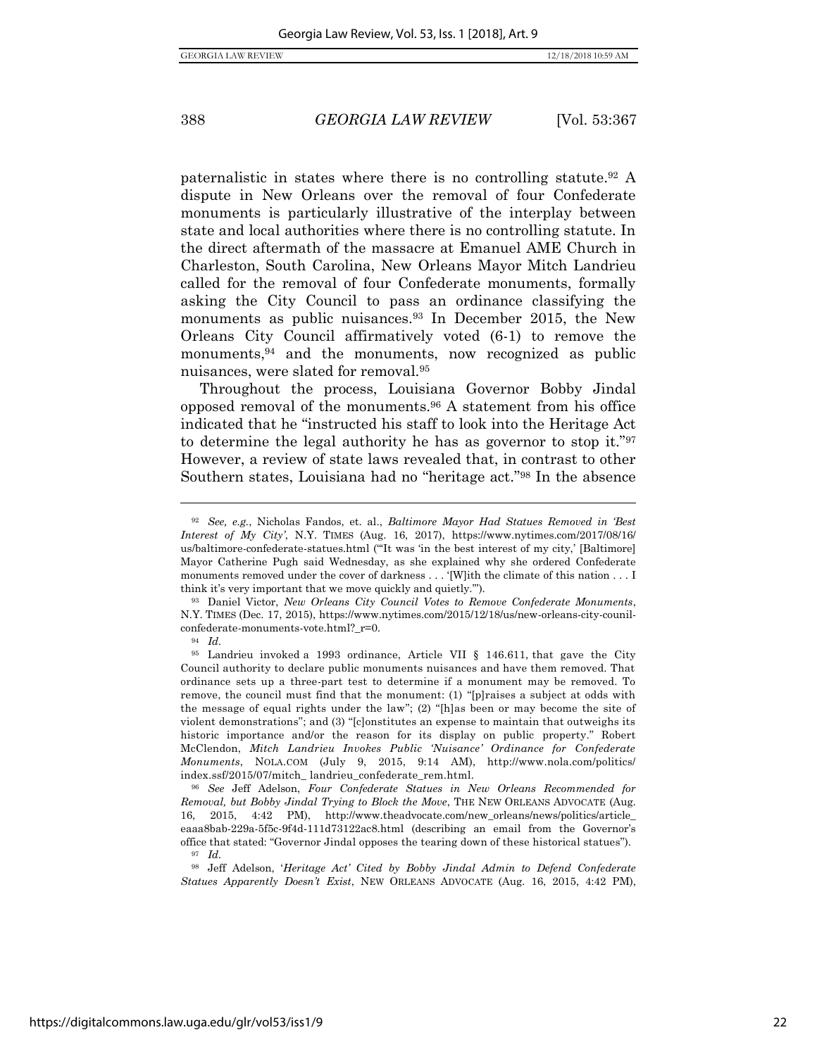paternalistic in states where there is no controlling statute.[92] A dispute in New Orleans over the removal of four Confederate monuments is particularly illustrative of the interplay between state and local authorities where there is no controlling statute. In the direct aftermath of the massacre at Emanuel AME Church in Charleston, South Carolina, New Orleans Mayor Mitch Landrieu called for the removal of four Confederate monuments, formally asking the City Council to pass an ordinance classifying the monuments as public nuisances.[93] In December 2015, the New Orleans City Council affirmatively voted (6-1) to remove the monuments,[94] and the monuments, now recognized as public nuisances, were slated for removal.[95]

Throughout the process, Louisiana Governor Bobby Jindal opposed removal of the monuments.[96] A statement from his office indicated that he "instructed his staff to look into the Heritage Act to determine the legal authority he has as governor to stop it."[97] However, a review of state laws revealed that, in contrast to other Southern states, Louisiana had no "heritage act."[98] In the absence

---

[92] *See, e.g.*, Nicholas Fandos, et. al., *Baltimore Mayor Had Statues Removed in 'Best Interest of My City'*, N.Y. TIMES (Aug. 16, 2017), https://www.nytimes.com/2017/08/16/us/baltimore-confederate-statues.html ("'It was 'in the best interest of my city,' [Baltimore] Mayor Catherine Pugh said Wednesday, as she explained why she ordered Confederate monuments removed under the cover of darkness . . . '[W]ith the climate of this nation . . . I think it's very important that we move quickly and quietly.'").

[93] Daniel Victor, *New Orleans City Council Votes to Remove Confederate Monuments*, N.Y. TIMES (Dec. 17, 2015), https://www.nytimes.com/2015/12/18/us/new-orleans-city-counil-confederate-monuments-vote.html?_r=0.

[94] *Id.*

[95] Landrieu invoked a 1993 ordinance, Article VII § 146.611, that gave the City Council authority to declare public monuments nuisances and have them removed. That ordinance sets up a three-part test to determine if a monument may be removed. To remove, the council must find that the monument: (1) "[p]raises a subject at odds with the message of equal rights under the law"; (2) "[h]as been or may become the site of violent demonstrations"; and (3) "[c]onstitutes an expense to maintain that outweighs its historic importance and/or the reason for its display on public property." Robert McClendon, *Mitch Landrieu Invokes Public 'Nuisance' Ordinance for Confederate Monuments*, NOLA.COM (July 9, 2015, 9:14 AM), http://www.nola.com/politics/index.ssf/2015/07/mitch_landrieu_confederate_rem.html.

[96] *See* Jeff Adelson, *Four Confederate Statues in New Orleans Recommended for Removal, but Bobby Jindal Trying to Block the Move*, THE NEW ORLEANS ADVOCATE (Aug. 16, 2015, 4:42 PM), http://www.theadvocate.com/new_orleans/news/politics/article_eaaa8bab-229a-5f5c-9f4d-111d73122ac8.html (describing an email from the Governor's office that stated: "Governor Jindal opposes the tearing down of these historical statues").

[97] *Id.*

[98] Jeff Adelson, *'Heritage Act' Cited by Bobby Jindal Admin to Defend Confederate Statues Apparently Doesn't Exist*, NEW ORLEANS ADVOCATE (Aug. 16, 2015, 4:42 PM),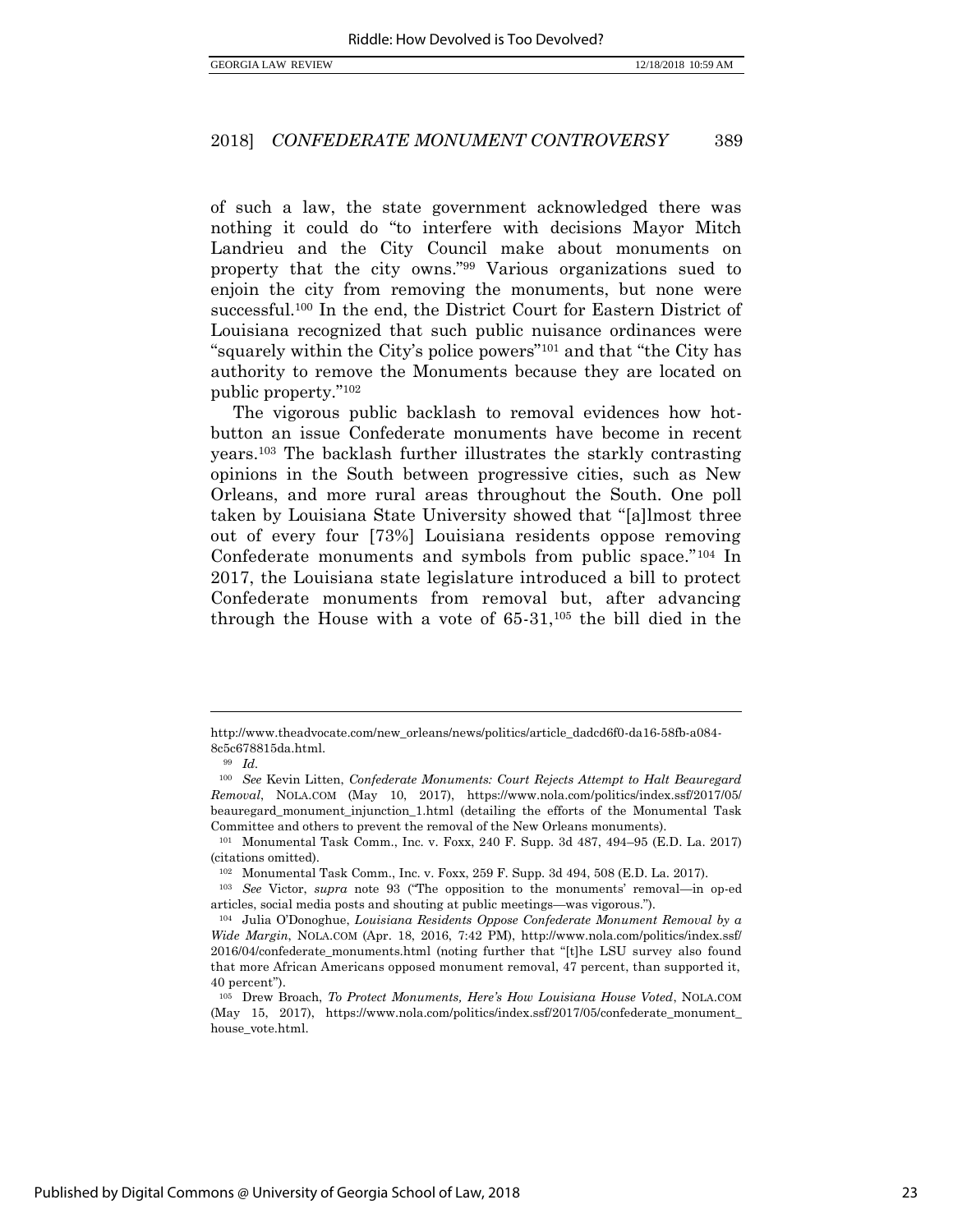of such a law, the state government acknowledged there was nothing it could do "to interfere with decisions Mayor Mitch Landrieu and the City Council make about monuments on property that the city owns."[99] Various organizations sued to enjoin the city from removing the monuments, but none were successful.[100] In the end, the District Court for Eastern District of Louisiana recognized that such public nuisance ordinances were "squarely within the City's police powers"[101] and that "the City has authority to remove the Monuments because they are located on public property."[102]

The vigorous public backlash to removal evidences how hot-button an issue Confederate monuments have become in recent years.[103] The backlash further illustrates the starkly contrasting opinions in the South between progressive cities, such as New Orleans, and more rural areas throughout the South. One poll taken by Louisiana State University showed that "[a]lmost three out of every four [73%] Louisiana residents oppose removing Confederate monuments and symbols from public space."[104] In 2017, the Louisiana state legislature introduced a bill to protect Confederate monuments from removal but, after advancing through the House with a vote of 65-31,[105] the bill died in the

---

http://www.theadvocate.com/new_orleans/news/politics/article_dadcd6f0-da16-58fb-a084-8c5c678815da.html.

[99] *Id.*

[100] *See* Kevin Litten, *Confederate Monuments: Court Rejects Attempt to Halt Beauregard Removal*, NOLA.COM (May 10, 2017), https://www.nola.com/politics/index.ssf/2017/05/beauregard_monument_injunction_1.html (detailing the efforts of the Monumental Task Committee and others to prevent the removal of the New Orleans monuments).

[101] Monumental Task Comm., Inc. v. Foxx, 240 F. Supp. 3d 487, 494–95 (E.D. La. 2017) (citations omitted).

[102] Monumental Task Comm., Inc. v. Foxx, 259 F. Supp. 3d 494, 508 (E.D. La. 2017).

[103] *See* Victor, *supra* note 93 ("The opposition to the monuments' removal—in op-ed articles, social media posts and shouting at public meetings—was vigorous.").

[104] Julia O'Donoghue, *Louisiana Residents Oppose Confederate Monument Removal by a Wide Margin*, NOLA.COM (Apr. 18, 2016, 7:42 PM), http://www.nola.com/politics/index.ssf/2016/04/confederate_monuments.html (noting further that "[t]he LSU survey also found that more African Americans opposed monument removal, 47 percent, than supported it, 40 percent").

[105] Drew Broach, *To Protect Monuments, Here's How Louisiana House Voted*, NOLA.COM (May 15, 2017), https://www.nola.com/politics/index.ssf/2017/05/confederate_monument_house_vote.html.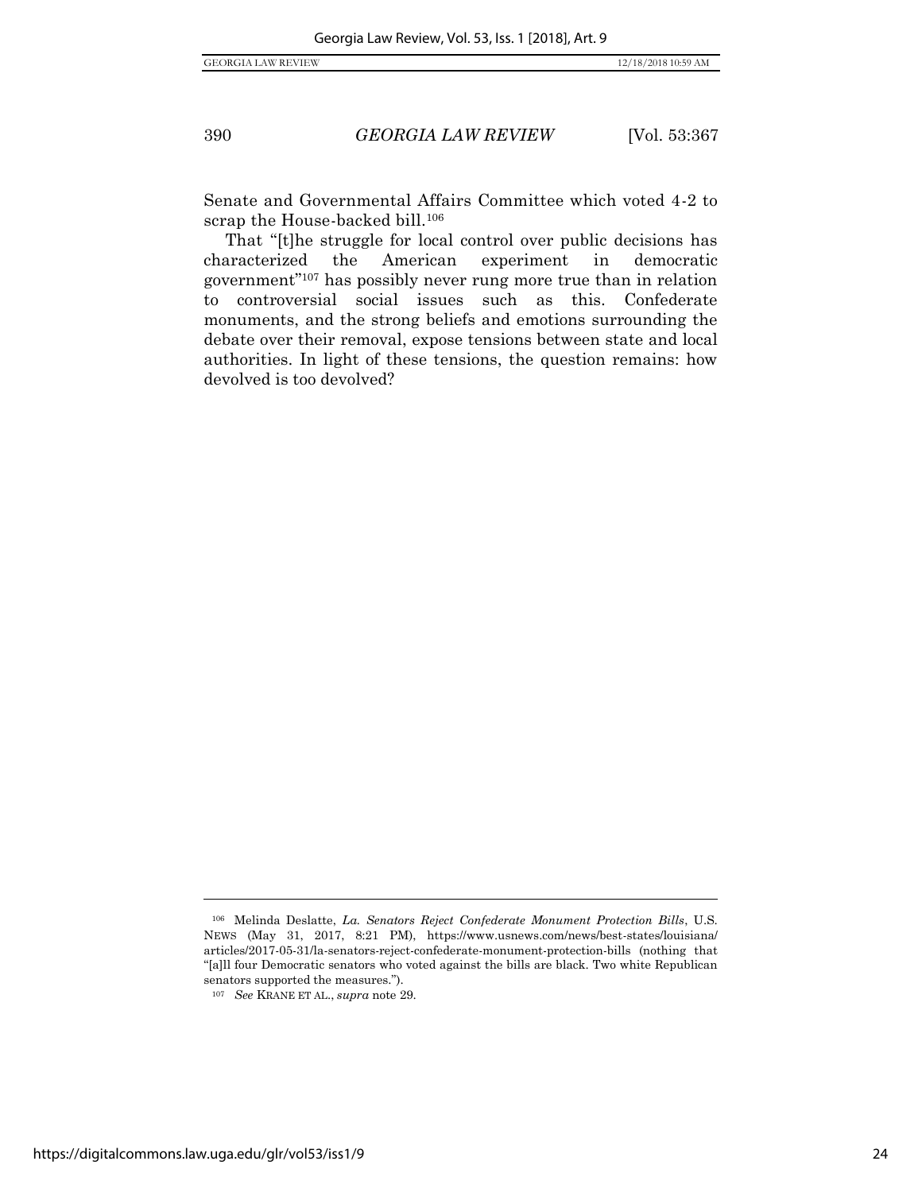Senate and Governmental Affairs Committee which voted 4-2 to scrap the House-backed bill.[106]

That "[t]he struggle for local control over public decisions has characterized the American experiment in democratic government"[107] has possibly never rung more true than in relation to controversial social issues such as this. Confederate monuments, and the strong beliefs and emotions surrounding the debate over their removal, expose tensions between state and local authorities. In light of these tensions, the question remains: how devolved is too devolved?

---

[106] Melinda Deslatte, *La. Senators Reject Confederate Monument Protection Bills*, U.S. NEWS (May 31, 2017, 8:21 PM), https://www.usnews.com/news/best-states/louisiana/articles/2017-05-31/la-senators-reject-confederate-monument-protection-bills (nothing that "[a]ll four Democratic senators who voted against the bills are black. Two white Republican senators supported the measures.").

[107] *See* KRANE ET AL., *supra* note 29.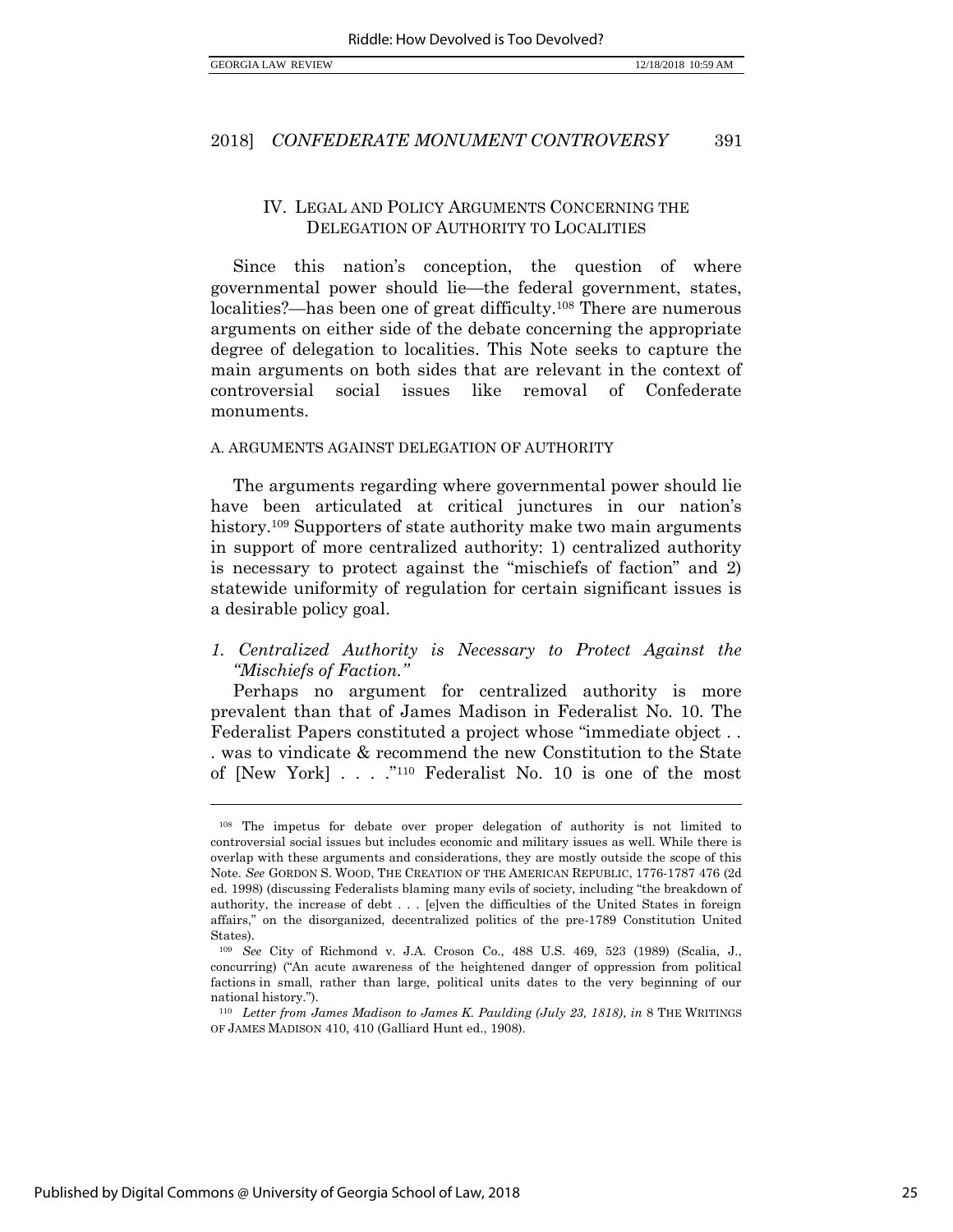## IV. LEGAL AND POLICY ARGUMENTS CONCERNING THE DELEGATION OF AUTHORITY TO LOCALITIES

Since this nation's conception, the question of where governmental power should lie—the federal government, states, localities?—has been one of great difficulty.[108] There are numerous arguments on either side of the debate concerning the appropriate degree of delegation to localities. This Note seeks to capture the main arguments on both sides that are relevant in the context of controversial social issues like removal of Confederate monuments.

### A. ARGUMENTS AGAINST DELEGATION OF AUTHORITY

The arguments regarding where governmental power should lie have been articulated at critical junctures in our nation's history.[109] Supporters of state authority make two main arguments in support of more centralized authority: 1) centralized authority is necessary to protect against the "mischiefs of faction" and 2) statewide uniformity of regulation for certain significant issues is a desirable policy goal.

#### *1. Centralized Authority is Necessary to Protect Against the "Mischiefs of Faction."*

Perhaps no argument for centralized authority is more prevalent than that of James Madison in Federalist No. 10. The Federalist Papers constituted a project whose "immediate object . . . was to vindicate & recommend the new Constitution to the State of [New York] . . . ."[110] Federalist No. 10 is one of the most

---

[108] The impetus for debate over proper delegation of authority is not limited to controversial social issues but includes economic and military issues as well. While there is overlap with these arguments and considerations, they are mostly outside the scope of this Note. *See* GORDON S. WOOD, THE CREATION OF THE AMERICAN REPUBLIC, 1776-1787 476 (2d ed. 1998) (discussing Federalists blaming many evils of society, including "the breakdown of authority, the increase of debt . . . [e]ven the difficulties of the United States in foreign affairs," on the disorganized, decentralized politics of the pre-1789 Constitution United States).

[109] *See* City of Richmond v. J.A. Croson Co., 488 U.S. 469, 523 (1989) (Scalia, J., concurring) ("An acute awareness of the heightened danger of oppression from political factions in small, rather than large, political units dates to the very beginning of our national history.").

[110] *Letter from James Madison to James K. Paulding (July 23, 1818)*, *in* 8 THE WRITINGS OF JAMES MADISON 410, 410 (Galliard Hunt ed., 1908).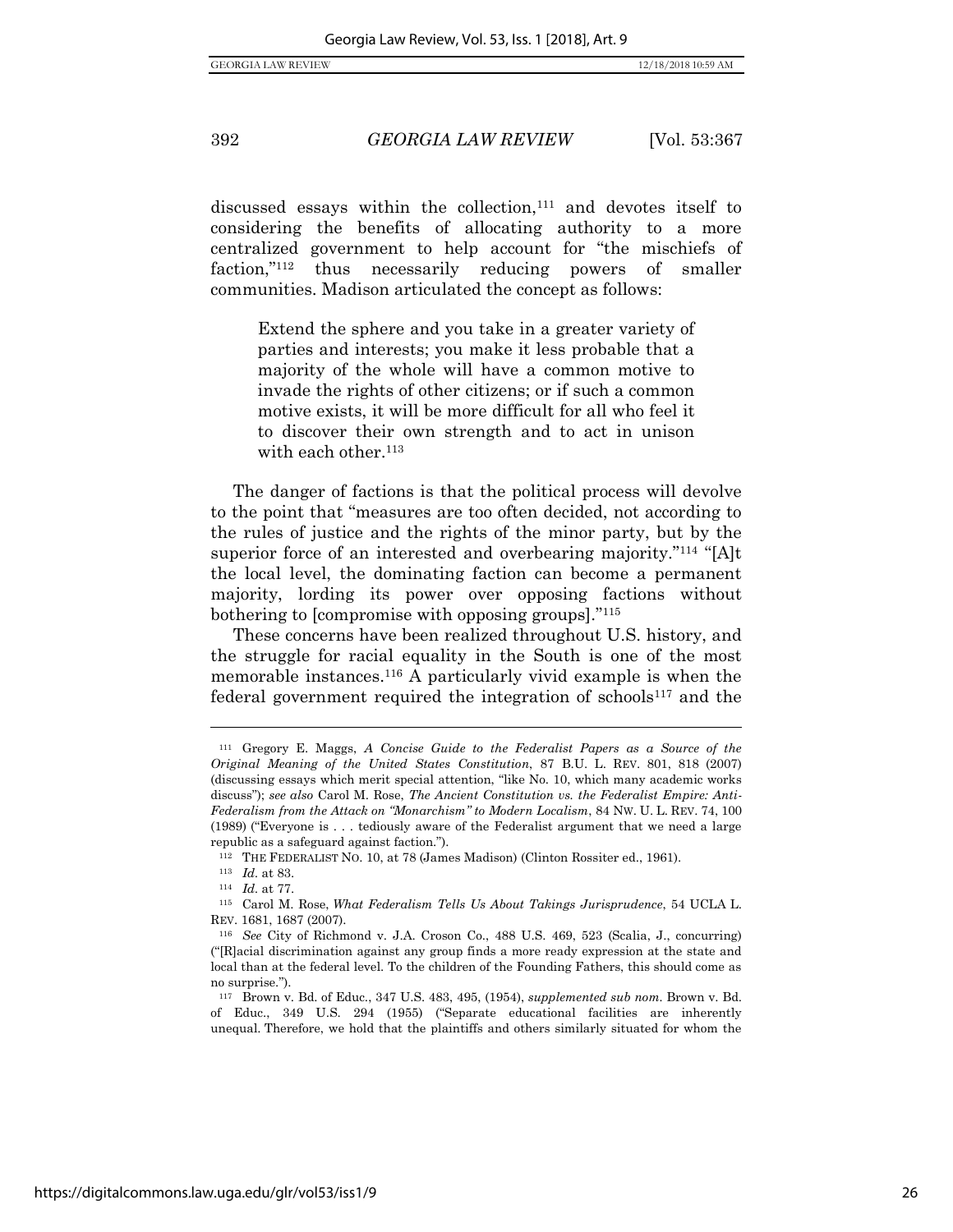discussed essays within the collection,[111] and devotes itself to considering the benefits of allocating authority to a more centralized government to help account for "the mischiefs of faction,"[112] thus necessarily reducing powers of smaller communities. Madison articulated the concept as follows:

> Extend the sphere and you take in a greater variety of parties and interests; you make it less probable that a majority of the whole will have a common motive to invade the rights of other citizens; or if such a common motive exists, it will be more difficult for all who feel it to discover their own strength and to act in unison with each other.[113]

The danger of factions is that the political process will devolve to the point that "measures are too often decided, not according to the rules of justice and the rights of the minor party, but by the superior force of an interested and overbearing majority."[114] "[A]t the local level, the dominating faction can become a permanent majority, lording its power over opposing factions without bothering to [compromise with opposing groups]."[115]

These concerns have been realized throughout U.S. history, and the struggle for racial equality in the South is one of the most memorable instances.[116] A particularly vivid example is when the federal government required the integration of schools[117] and the

---

[111] Gregory E. Maggs, *A Concise Guide to the Federalist Papers as a Source of the Original Meaning of the United States Constitution*, 87 B.U. L. REV. 801, 818 (2007) (discussing essays which merit special attention, "like No. 10, which many academic works discuss"); *see also* Carol M. Rose, *The Ancient Constitution vs. the Federalist Empire: Anti-Federalism from the Attack on "Monarchism" to Modern Localism*, 84 NW. U. L. REV. 74, 100 (1989) ("Everyone is . . . tediously aware of the Federalist argument that we need a large republic as a safeguard against faction.").

[112] THE FEDERALIST NO. 10, at 78 (James Madison) (Clinton Rossiter ed., 1961).

[113] *Id.* at 83.

[114] *Id.* at 77.

[115] Carol M. Rose, *What Federalism Tells Us About Takings Jurisprudence*, 54 UCLA L. REV. 1681, 1687 (2007).

[116] *See* City of Richmond v. J.A. Croson Co., 488 U.S. 469, 523 (Scalia, J., concurring) ("[R]acial discrimination against any group finds a more ready expression at the state and local than at the federal level. To the children of the Founding Fathers, this should come as no surprise.").

[117] Brown v. Bd. of Educ., 347 U.S. 483, 495, (1954), *supplemented sub nom.* Brown v. Bd. of Educ., 349 U.S. 294 (1955) ("Separate educational facilities are inherently unequal. Therefore, we hold that the plaintiffs and others similarly situated for whom the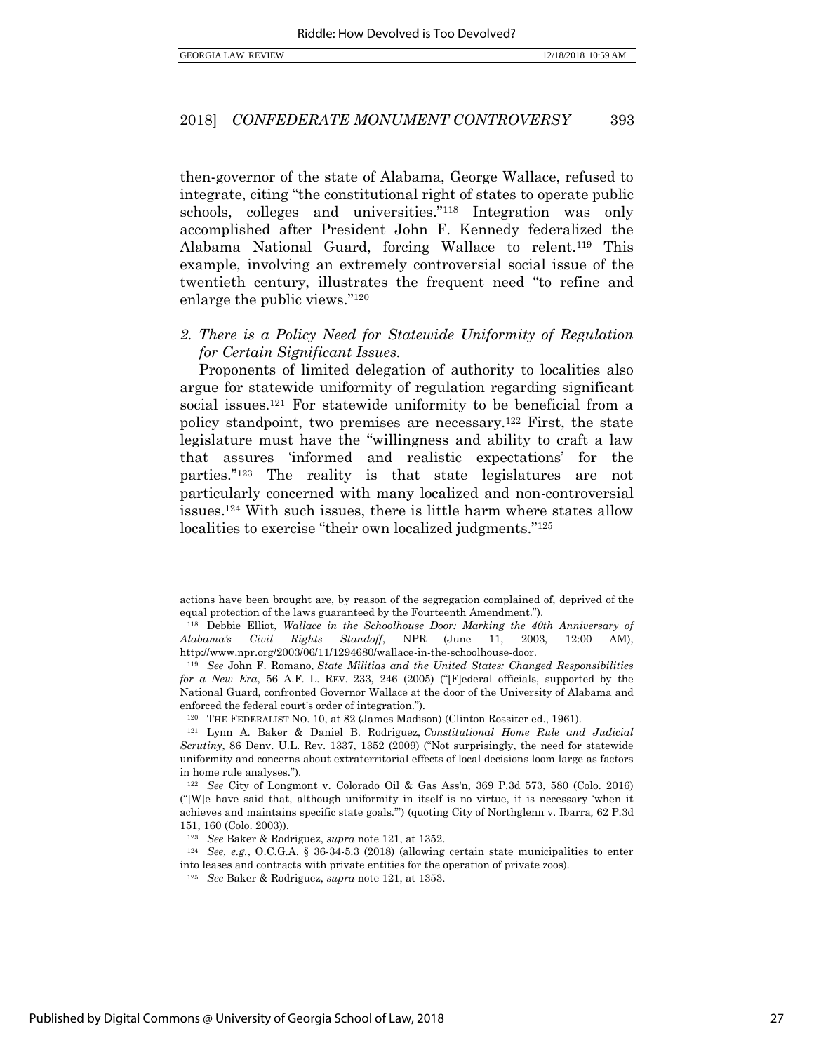then-governor of the state of Alabama, George Wallace, refused to integrate, citing "the constitutional right of states to operate public schools, colleges and universities."[118] Integration was only accomplished after President John F. Kennedy federalized the Alabama National Guard, forcing Wallace to relent.[119] This example, involving an extremely controversial social issue of the twentieth century, illustrates the frequent need "to refine and enlarge the public views."[120]

*2. There is a Policy Need for Statewide Uniformity of Regulation for Certain Significant Issues.*

Proponents of limited delegation of authority to localities also argue for statewide uniformity of regulation regarding significant social issues.[121] For statewide uniformity to be beneficial from a policy standpoint, two premises are necessary.[122] First, the state legislature must have the "willingness and ability to craft a law that assures 'informed and realistic expectations' for the parties."[123] The reality is that state legislatures are not particularly concerned with many localized and non-controversial issues.[124] With such issues, there is little harm where states allow localities to exercise "their own localized judgments."[125]

---

actions have been brought are, by reason of the segregation complained of, deprived of the equal protection of the laws guaranteed by the Fourteenth Amendment.").

[118] Debbie Elliot, *Wallace in the Schoolhouse Door: Marking the 40th Anniversary of Alabama's Civil Rights Standoff*, NPR (June 11, 2003, 12:00 AM), http://www.npr.org/2003/06/11/1294680/wallace-in-the-schoolhouse-door.

[119] *See* John F. Romano, *State Militias and the United States: Changed Responsibilities for a New Era*, 56 A.F. L. REV. 233, 246 (2005) ("[F]ederal officials, supported by the National Guard, confronted Governor Wallace at the door of the University of Alabama and enforced the federal court's order of integration.").

[120] THE FEDERALIST NO. 10, at 82 (James Madison) (Clinton Rossiter ed., 1961).

[121] Lynn A. Baker & Daniel B. Rodriguez, *Constitutional Home Rule and Judicial Scrutiny*, 86 Denv. U.L. Rev. 1337, 1352 (2009) ("Not surprisingly, the need for statewide uniformity and concerns about extraterritorial effects of local decisions loom large as factors in home rule analyses.").

[122] *See* City of Longmont v. Colorado Oil & Gas Ass'n, 369 P.3d 573, 580 (Colo. 2016) ("[W]e have said that, although uniformity in itself is no virtue, it is necessary 'when it achieves and maintains specific state goals.'") (quoting City of Northglenn v. Ibarra, 62 P.3d 151, 160 (Colo. 2003)).

[123] *See* Baker & Rodriguez, *supra* note 121, at 1352.

[124] *See, e.g.*, O.C.G.A. § 36-34-5.3 (2018) (allowing certain state municipalities to enter into leases and contracts with private entities for the operation of private zoos).

[125] *See* Baker & Rodriguez, *supra* note 121, at 1353.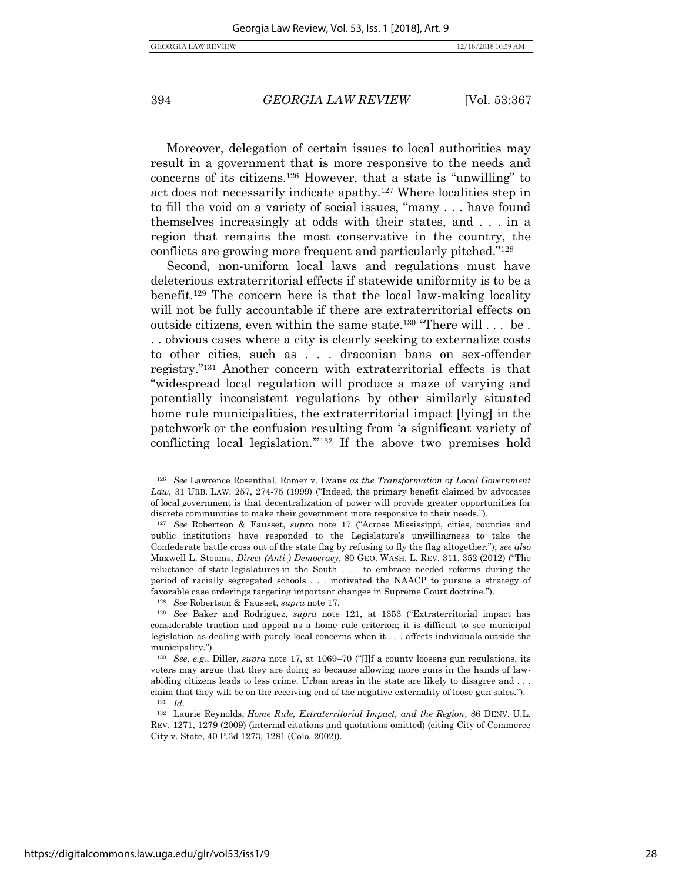Moreover, delegation of certain issues to local authorities may result in a government that is more responsive to the needs and concerns of its citizens.[126] However, that a state is "unwilling" to act does not necessarily indicate apathy.[127] Where localities step in to fill the void on a variety of social issues, "many . . . have found themselves increasingly at odds with their states, and . . . in a region that remains the most conservative in the country, the conflicts are growing more frequent and particularly pitched."[128]

Second, non-uniform local laws and regulations must have deleterious extraterritorial effects if statewide uniformity is to be a benefit.[129] The concern here is that the local law-making locality will not be fully accountable if there are extraterritorial effects on outside citizens, even within the same state.[130] "There will . . . be . . . . obvious cases where a city is clearly seeking to externalize costs to other cities, such as . . . draconian bans on sex-offender registry."[131] Another concern with extraterritorial effects is that "widespread local regulation will produce a maze of varying and potentially inconsistent regulations by other similarly situated home rule municipalities, the extraterritorial impact [lying] in the patchwork or the confusion resulting from 'a significant variety of conflicting local legislation.'"[132] If the above two premises hold

---

[126] *See* Lawrence Rosenthal, Romer v. Evans *as the Transformation of Local Government Law*, 31 URB. LAW. 257, 274-75 (1999) ("Indeed, the primary benefit claimed by advocates of local government is that decentralization of power will provide greater opportunities for discrete communities to make their government more responsive to their needs.").

[127] *See* Robertson & Fausset, *supra* note 17 ("Across Mississippi, cities, counties and public institutions have responded to the Legislature's unwillingness to take the Confederate battle cross out of the state flag by refusing to fly the flag altogether."); *see also* Maxwell L. Stearns, *Direct (Anti-) Democracy*, 80 GEO. WASH. L. REV. 311, 352 (2012) ("The reluctance of state legislatures in the South . . . to embrace needed reforms during the period of racially segregated schools . . . motivated the NAACP to pursue a strategy of favorable case orderings targeting important changes in Supreme Court doctrine.").

[128] *See* Robertson & Fausset, *supra* note 17.

[129] *See* Baker and Rodriguez, *supra* note 121, at 1353 ("Extraterritorial impact has considerable traction and appeal as a home rule criterion; it is difficult to see municipal legislation as dealing with purely local concerns when it . . . affects individuals outside the municipality.").

[130] *See, e.g.*, Diller, *supra* note 17, at 1069–70 ("[I]f a county loosens gun regulations, its voters may argue that they are doing so because allowing more guns in the hands of law-abiding citizens leads to less crime. Urban areas in the state are likely to disagree and . . . claim that they will be on the receiving end of the negative externality of loose gun sales.").

[131] *Id.*

[132] Laurie Reynolds, *Home Rule, Extraterritorial Impact, and the Region*, 86 DENV. U.L. REV. 1271, 1279 (2009) (internal citations and quotations omitted) (citing City of Commerce City v. State, 40 P.3d 1273, 1281 (Colo. 2002)).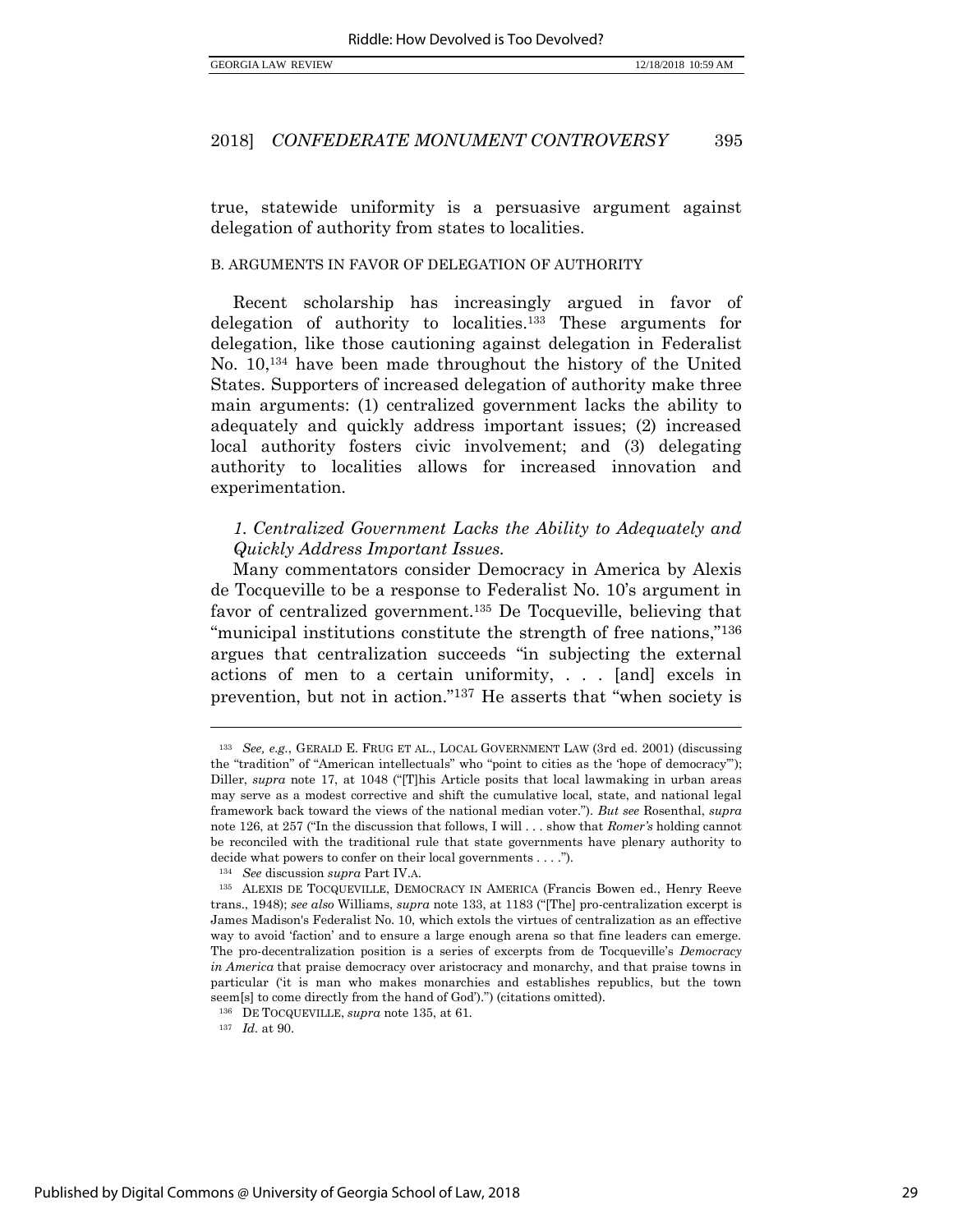true, statewide uniformity is a persuasive argument against delegation of authority from states to localities.

B. ARGUMENTS IN FAVOR OF DELEGATION OF AUTHORITY

Recent scholarship has increasingly argued in favor of delegation of authority to localities.[133] These arguments for delegation, like those cautioning against delegation in Federalist No. 10,[134] have been made throughout the history of the United States. Supporters of increased delegation of authority make three main arguments: (1) centralized government lacks the ability to adequately and quickly address important issues; (2) increased local authority fosters civic involvement; and (3) delegating authority to localities allows for increased innovation and experimentation.

*1. Centralized Government Lacks the Ability to Adequately and Quickly Address Important Issues.*

Many commentators consider Democracy in America by Alexis de Tocqueville to be a response to Federalist No. 10's argument in favor of centralized government.[135] De Tocqueville, believing that "municipal institutions constitute the strength of free nations,"[136] argues that centralization succeeds "in subjecting the external actions of men to a certain uniformity, . . . [and] excels in prevention, but not in action."[137] He asserts that "when society is

---

[133] *See, e.g.*, GERALD E. FRUG ET AL., LOCAL GOVERNMENT LAW (3rd ed. 2001) (discussing the "tradition" of "American intellectuals" who "point to cities as the 'hope of democracy'"); Diller, *supra* note 17, at 1048 ("[T]his Article posits that local lawmaking in urban areas may serve as a modest corrective and shift the cumulative local, state, and national legal framework back toward the views of the national median voter."). *But see* Rosenthal, *supra* note 126, at 257 ("In the discussion that follows, I will . . . show that *Romer's* holding cannot be reconciled with the traditional rule that state governments have plenary authority to decide what powers to confer on their local governments . . . .").

[134] *See* discussion *supra* Part IV.A.

[135] ALEXIS DE TOCQUEVILLE, DEMOCRACY IN AMERICA (Francis Bowen ed., Henry Reeve trans., 1948); *see also* Williams, *supra* note 133, at 1183 ("[The] pro-centralization excerpt is James Madison's Federalist No. 10, which extols the virtues of centralization as an effective way to avoid 'faction' and to ensure a large enough arena so that fine leaders can emerge. The pro-decentralization position is a series of excerpts from de Tocqueville's *Democracy in America* that praise democracy over aristocracy and monarchy, and that praise towns in particular ('it is man who makes monarchies and establishes republics, but the town seem[s] to come directly from the hand of God').") (citations omitted).

[136] DE TOCQUEVILLE, *supra* note 135, at 61.

[137] *Id.* at 90.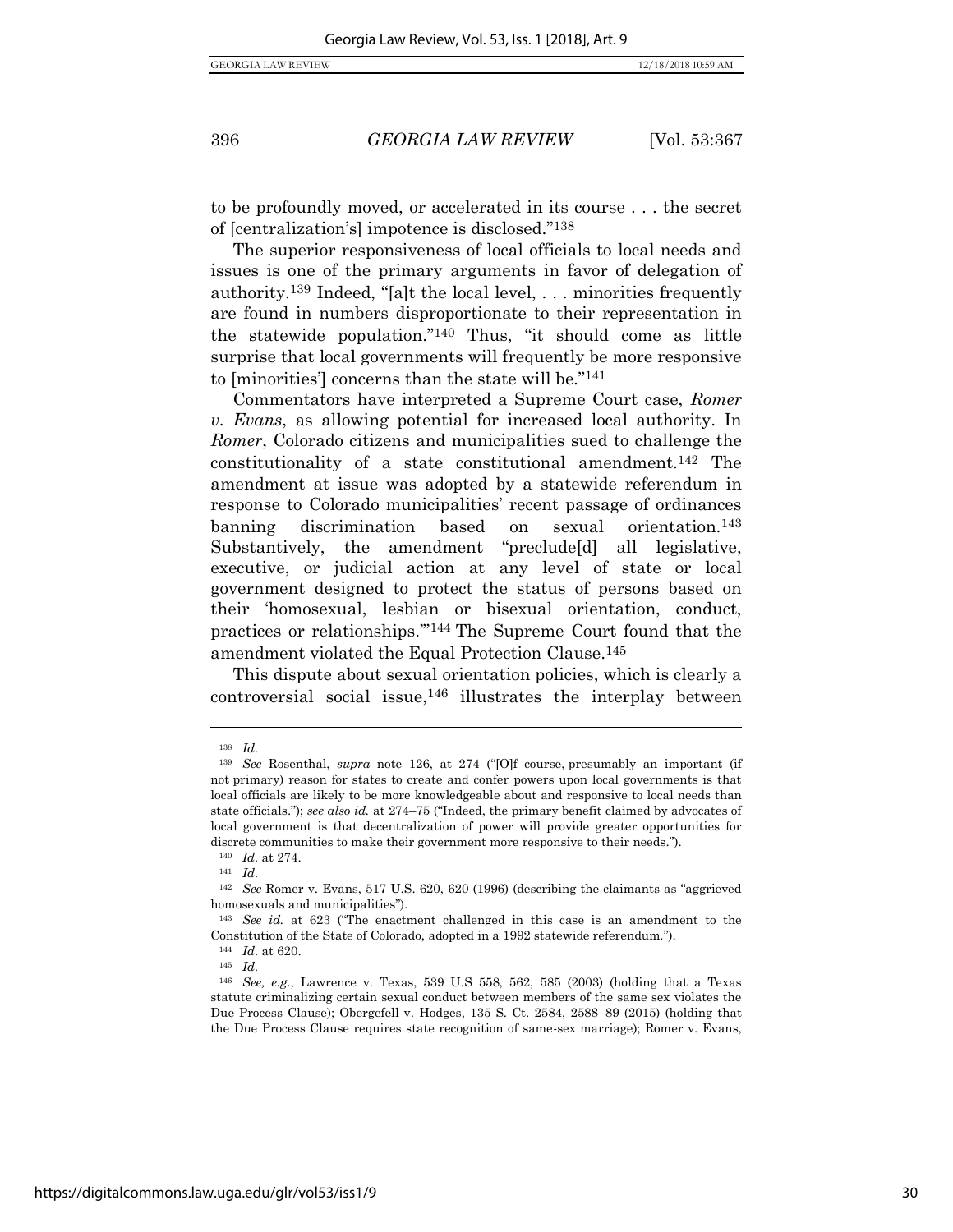to be profoundly moved, or accelerated in its course . . . the secret of [centralization's] impotence is disclosed."[138]

The superior responsiveness of local officials to local needs and issues is one of the primary arguments in favor of delegation of authority.[139] Indeed, "[a]t the local level, . . . minorities frequently are found in numbers disproportionate to their representation in the statewide population."[140] Thus, "it should come as little surprise that local governments will frequently be more responsive to [minorities'] concerns than the state will be."[141]

Commentators have interpreted a Supreme Court case, *Romer v. Evans*, as allowing potential for increased local authority. In *Romer*, Colorado citizens and municipalities sued to challenge the constitutionality of a state constitutional amendment.[142] The amendment at issue was adopted by a statewide referendum in response to Colorado municipalities' recent passage of ordinances banning discrimination based on sexual orientation.[143] Substantively, the amendment "preclude[d] all legislative, executive, or judicial action at any level of state or local government designed to protect the status of persons based on their 'homosexual, lesbian or bisexual orientation, conduct, practices or relationships.'"[144] The Supreme Court found that the amendment violated the Equal Protection Clause.[145]

This dispute about sexual orientation policies, which is clearly a controversial social issue,[146] illustrates the interplay between

---

[138] *Id.*

[139] *See* Rosenthal, *supra* note 126, at 274 ("[O]f course, presumably an important (if not primary) reason for states to create and confer powers upon local governments is that local officials are likely to be more knowledgeable about and responsive to local needs than state officials."); *see also id.* at 274–75 ("Indeed, the primary benefit claimed by advocates of local government is that decentralization of power will provide greater opportunities for discrete communities to make their government more responsive to their needs.").

[140] *Id.* at 274.

[141] *Id.*

[142] *See* Romer v. Evans, 517 U.S. 620, 620 (1996) (describing the claimants as "aggrieved homosexuals and municipalities").

[143] *See id.* at 623 ("The enactment challenged in this case is an amendment to the Constitution of the State of Colorado, adopted in a 1992 statewide referendum.").

[144] *Id.* at 620.

[145] *Id.*

[146] *See, e.g.*, Lawrence v. Texas, 539 U.S 558, 562, 585 (2003) (holding that a Texas statute criminalizing certain sexual conduct between members of the same sex violates the Due Process Clause); Obergefell v. Hodges, 135 S. Ct. 2584, 2588–89 (2015) (holding that the Due Process Clause requires state recognition of same-sex marriage); Romer v. Evans,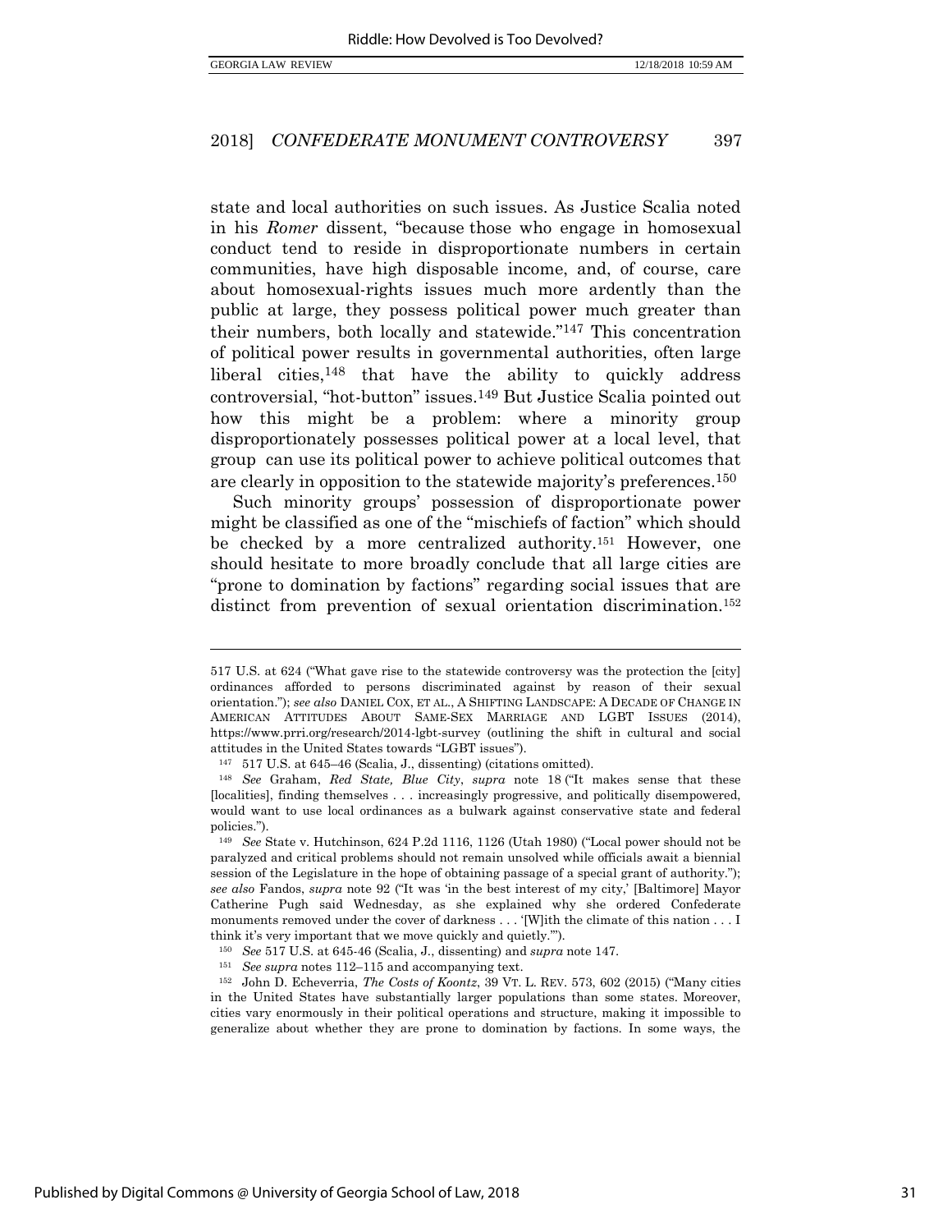state and local authorities on such issues. As Justice Scalia noted in his *Romer* dissent, "because those who engage in homosexual conduct tend to reside in disproportionate numbers in certain communities, have high disposable income, and, of course, care about homosexual-rights issues much more ardently than the public at large, they possess political power much greater than their numbers, both locally and statewide."[147] This concentration of political power results in governmental authorities, often large liberal cities,[148] that have the ability to quickly address controversial, "hot-button" issues.[149] But Justice Scalia pointed out how this might be a problem: where a minority group disproportionately possesses political power at a local level, that group can use its political power to achieve political outcomes that are clearly in opposition to the statewide majority's preferences.[150]

Such minority groups' possession of disproportionate power might be classified as one of the "mischiefs of faction" which should be checked by a more centralized authority.[151] However, one should hesitate to more broadly conclude that all large cities are "prone to domination by factions" regarding social issues that are distinct from prevention of sexual orientation discrimination.[152]

---

517 U.S. at 624 ("What gave rise to the statewide controversy was the protection the [city] ordinances afforded to persons discriminated against by reason of their sexual orientation."); *see also* DANIEL COX, ET AL., A SHIFTING LANDSCAPE: A DECADE OF CHANGE IN AMERICAN ATTITUDES ABOUT SAME-SEX MARRIAGE AND LGBT ISSUES (2014), https://www.prri.org/research/2014-lgbt-survey (outlining the shift in cultural and social attitudes in the United States towards "LGBT issues").

[147] 517 U.S. at 645–46 (Scalia, J., dissenting) (citations omitted).

[148] *See* Graham, *Red State, Blue City*, *supra* note 18 ("It makes sense that these [localities], finding themselves . . . increasingly progressive, and politically disempowered, would want to use local ordinances as a bulwark against conservative state and federal policies.").

[149] *See* State v. Hutchinson, 624 P.2d 1116, 1126 (Utah 1980) ("Local power should not be paralyzed and critical problems should not remain unsolved while officials await a biennial session of the Legislature in the hope of obtaining passage of a special grant of authority."); *see also* Fandos, *supra* note 92 ("It was 'in the best interest of my city,' [Baltimore] Mayor Catherine Pugh said Wednesday, as she explained why she ordered Confederate monuments removed under the cover of darkness . . . '[W]ith the climate of this nation . . . I think it's very important that we move quickly and quietly.'").

[150] *See* 517 U.S. at 645-46 (Scalia, J., dissenting) and *supra* note 147.

[151] *See supra* notes 112–115 and accompanying text.

[152] John D. Echeverria, *The Costs of Koontz*, 39 VT. L. REV. 573, 602 (2015) ("Many cities in the United States have substantially larger populations than some states. Moreover, cities vary enormously in their political operations and structure, making it impossible to generalize about whether they are prone to domination by factions. In some ways, the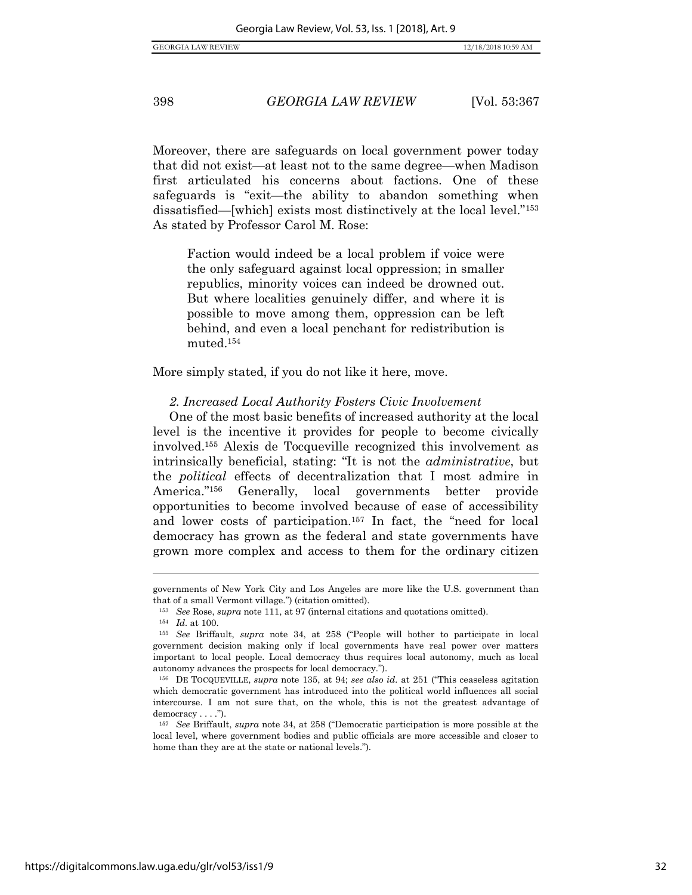Moreover, there are safeguards on local government power today that did not exist—at least not to the same degree—when Madison first articulated his concerns about factions. One of these safeguards is "exit—the ability to abandon something when dissatisfied—[which] exists most distinctively at the local level."[153] As stated by Professor Carol M. Rose:

> Faction would indeed be a local problem if voice were the only safeguard against local oppression; in smaller republics, minority voices can indeed be drowned out. But where localities genuinely differ, and where it is possible to move among them, oppression can be left behind, and even a local penchant for redistribution is muted.[154]

More simply stated, if you do not like it here, move.

*2. Increased Local Authority Fosters Civic Involvement*

One of the most basic benefits of increased authority at the local level is the incentive it provides for people to become civically involved.[155] Alexis de Tocqueville recognized this involvement as intrinsically beneficial, stating: "It is not the *administrative*, but the *political* effects of decentralization that I most admire in America."[156] Generally, local governments better provide opportunities to become involved because of ease of accessibility and lower costs of participation.[157] In fact, the "need for local democracy has grown as the federal and state governments have grown more complex and access to them for the ordinary citizen

---

governments of New York City and Los Angeles are more like the U.S. government than that of a small Vermont village.") (citation omitted).

[153] *See* Rose, *supra* note 111, at 97 (internal citations and quotations omitted).

[154] *Id.* at 100.

[155] *See* Briffault, *supra* note 34, at 258 ("People will bother to participate in local government decision making only if local governments have real power over matters important to local people. Local democracy thus requires local autonomy, much as local autonomy advances the prospects for local democracy.").

[156] DE TOCQUEVILLE, *supra* note 135, at 94; *see also id.* at 251 ("This ceaseless agitation which democratic government has introduced into the political world influences all social intercourse. I am not sure that, on the whole, this is not the greatest advantage of democracy . . . .").

[157] *See* Briffault, *supra* note 34, at 258 ("Democratic participation is more possible at the local level, where government bodies and public officials are more accessible and closer to home than they are at the state or national levels.").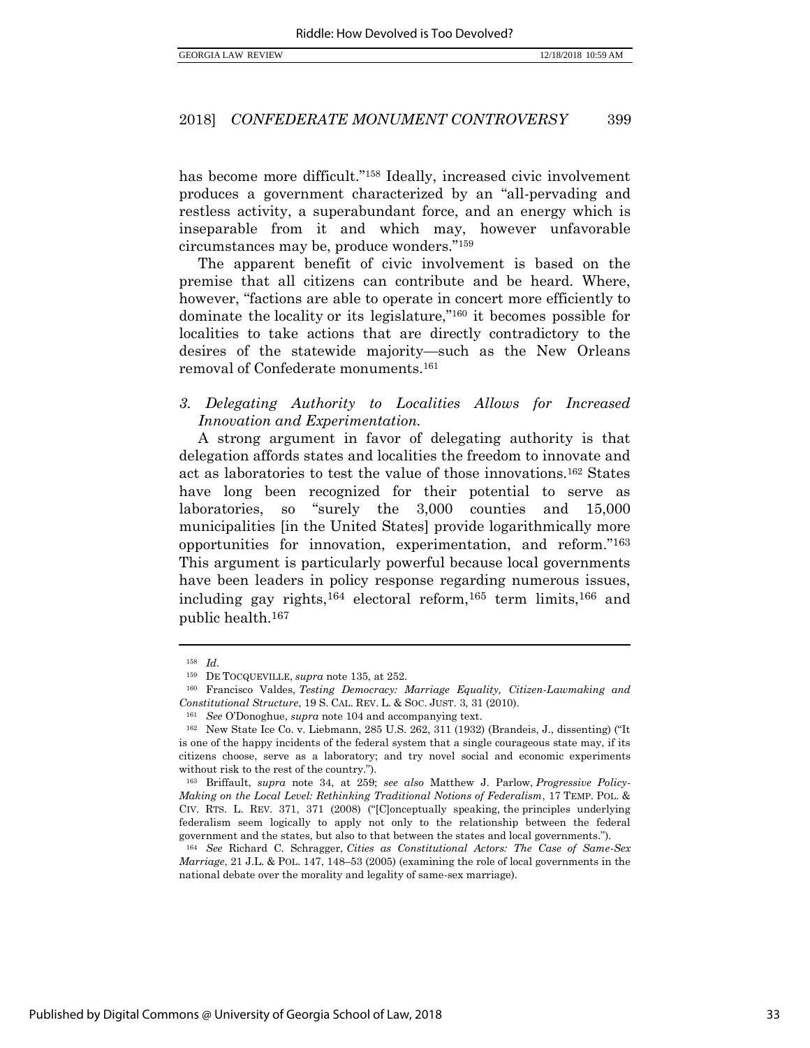has become more difficult."[158] Ideally, increased civic involvement produces a government characterized by an "all-pervading and restless activity, a superabundant force, and an energy which is inseparable from it and which may, however unfavorable circumstances may be, produce wonders."[159]

The apparent benefit of civic involvement is based on the premise that all citizens can contribute and be heard. Where, however, "factions are able to operate in concert more efficiently to dominate the locality or its legislature,"[160] it becomes possible for localities to take actions that are directly contradictory to the desires of the statewide majority—such as the New Orleans removal of Confederate monuments.[161]

### *3. Delegating Authority to Localities Allows for Increased Innovation and Experimentation.*

A strong argument in favor of delegating authority is that delegation affords states and localities the freedom to innovate and act as laboratories to test the value of those innovations.[162] States have long been recognized for their potential to serve as laboratories, so "surely the 3,000 counties and 15,000 municipalities [in the United States] provide logarithmically more opportunities for innovation, experimentation, and reform."[163] This argument is particularly powerful because local governments have been leaders in policy response regarding numerous issues, including gay rights,[164] electoral reform,[165] term limits,[166] and public health.[167]

---

[158] *Id.*

[159] DE TOCQUEVILLE, *supra* note 135, at 252.

[160] Francisco Valdes, *Testing Democracy: Marriage Equality, Citizen-Lawmaking and Constitutional Structure*, 19 S. CAL. REV. L. & SOC. JUST. 3, 31 (2010).

[161] *See* O'Donoghue, *supra* note 104 and accompanying text.

[162] New State Ice Co. v. Liebmann, 285 U.S. 262, 311 (1932) (Brandeis, J., dissenting) ("It is one of the happy incidents of the federal system that a single courageous state may, if its citizens choose, serve as a laboratory; and try novel social and economic experiments without risk to the rest of the country.").

[163] Briffault, *supra* note 34, at 259; *see also* Matthew J. Parlow, *Progressive Policy-Making on the Local Level: Rethinking Traditional Notions of Federalism*, 17 TEMP. POL. & CIV. RTS. L. REV. 371, 371 (2008) ("[C]onceptually speaking, the principles underlying federalism seem logically to apply not only to the relationship between the federal government and the states, but also to that between the states and local governments.").

[164] *See* Richard C. Schragger, *Cities as Constitutional Actors: The Case of Same-Sex Marriage*, 21 J.L. & POL. 147, 148–53 (2005) (examining the role of local governments in the national debate over the morality and legality of same-sex marriage).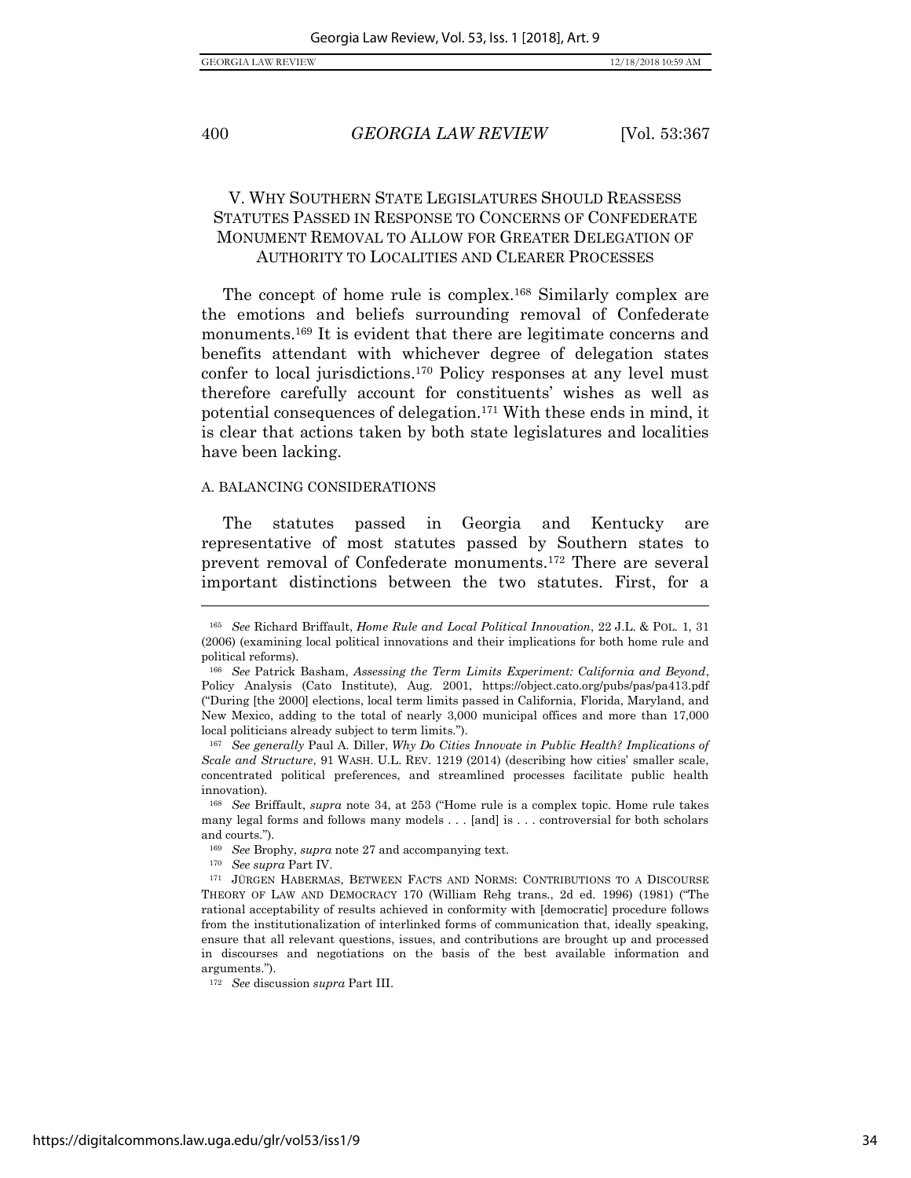## V. WHY SOUTHERN STATE LEGISLATURES SHOULD REASSESS STATUTES PASSED IN RESPONSE TO CONCERNS OF CONFEDERATE MONUMENT REMOVAL TO ALLOW FOR GREATER DELEGATION OF AUTHORITY TO LOCALITIES AND CLEARER PROCESSES

The concept of home rule is complex.[168] Similarly complex are the emotions and beliefs surrounding removal of Confederate monuments.[169] It is evident that there are legitimate concerns and benefits attendant with whichever degree of delegation states confer to local jurisdictions.[170] Policy responses at any level must therefore carefully account for constituents' wishes as well as potential consequences of delegation.[171] With these ends in mind, it is clear that actions taken by both state legislatures and localities have been lacking.

### A. BALANCING CONSIDERATIONS

The statutes passed in Georgia and Kentucky are representative of most statutes passed by Southern states to prevent removal of Confederate monuments.[172] There are several important distinctions between the two statutes. First, for a

---

[165] *See* Richard Briffault, *Home Rule and Local Political Innovation*, 22 J.L. & POL. 1, 31 (2006) (examining local political innovations and their implications for both home rule and political reforms).

[166] *See* Patrick Basham, *Assessing the Term Limits Experiment: California and Beyond*, Policy Analysis (Cato Institute), Aug. 2001, https://object.cato.org/pubs/pas/pa413.pdf ("During [the 2000] elections, local term limits passed in California, Florida, Maryland, and New Mexico, adding to the total of nearly 3,000 municipal offices and more than 17,000 local politicians already subject to term limits.").

[167] *See generally* Paul A. Diller, *Why Do Cities Innovate in Public Health? Implications of Scale and Structure*, 91 WASH. U.L. REV. 1219 (2014) (describing how cities' smaller scale, concentrated political preferences, and streamlined processes facilitate public health innovation).

[168] *See* Briffault, *supra* note 34, at 253 ("Home rule is a complex topic. Home rule takes many legal forms and follows many models . . . [and] is . . . controversial for both scholars and courts.").

[169] *See* Brophy, *supra* note 27 and accompanying text.

[170] *See supra* Part IV.

[171] JÜRGEN HABERMAS, BETWEEN FACTS AND NORMS: CONTRIBUTIONS TO A DISCOURSE THEORY OF LAW AND DEMOCRACY 170 (William Rehg trans., 2d ed. 1996) (1981) ("The rational acceptability of results achieved in conformity with [democratic] procedure follows from the institutionalization of interlinked forms of communication that, ideally speaking, ensure that all relevant questions, issues, and contributions are brought up and processed in discourses and negotiations on the basis of the best available information and arguments.").

[172] *See* discussion *supra* Part III.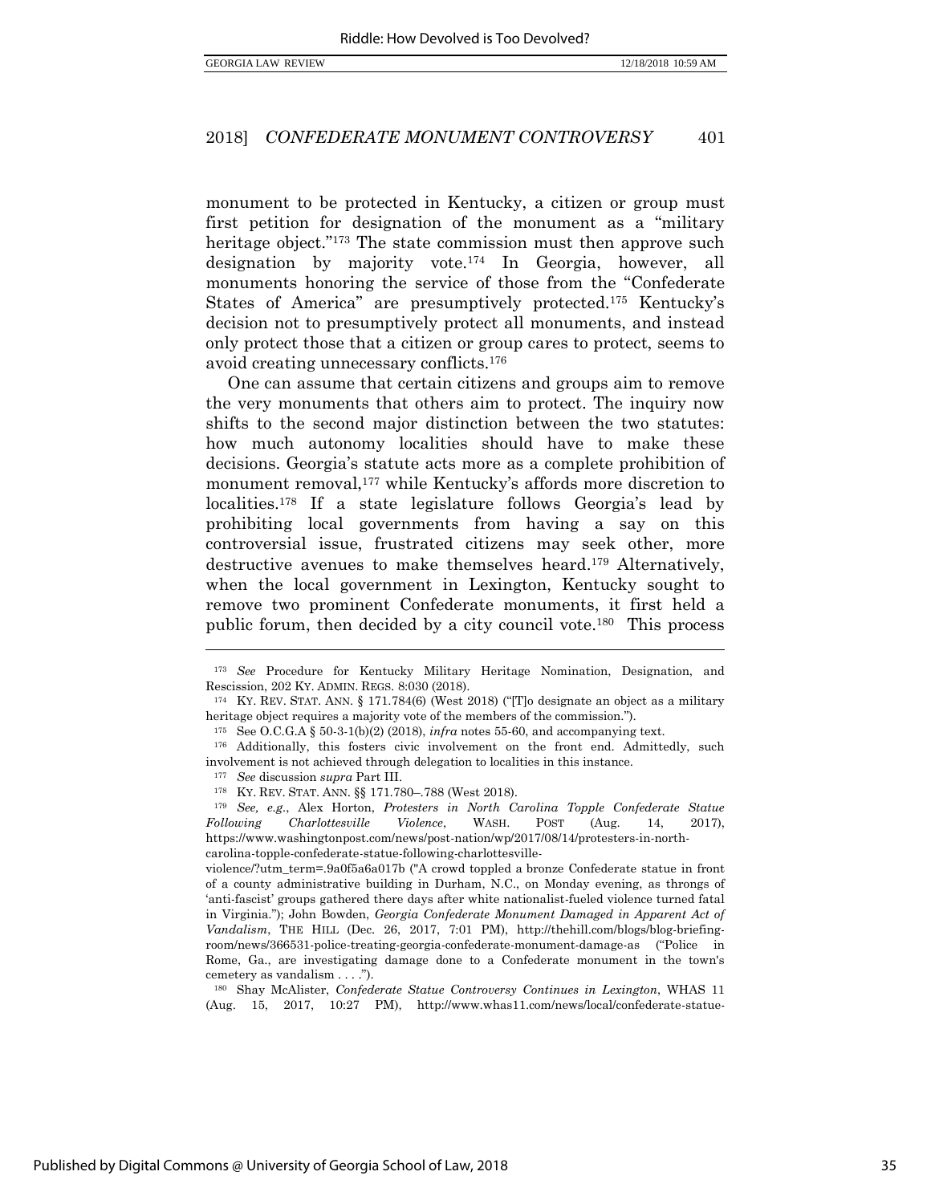monument to be protected in Kentucky, a citizen or group must first petition for designation of the monument as a "military heritage object."[173] The state commission must then approve such designation by majority vote.[174] In Georgia, however, all monuments honoring the service of those from the "Confederate States of America" are presumptively protected.[175] Kentucky's decision not to presumptively protect all monuments, and instead only protect those that a citizen or group cares to protect, seems to avoid creating unnecessary conflicts.[176]

One can assume that certain citizens and groups aim to remove the very monuments that others aim to protect. The inquiry now shifts to the second major distinction between the two statutes: how much autonomy localities should have to make these decisions. Georgia's statute acts more as a complete prohibition of monument removal,[177] while Kentucky's affords more discretion to localities.[178] If a state legislature follows Georgia's lead by prohibiting local governments from having a say on this controversial issue, frustrated citizens may seek other, more destructive avenues to make themselves heard.[179] Alternatively, when the local government in Lexington, Kentucky sought to remove two prominent Confederate monuments, it first held a public forum, then decided by a city council vote.[180] This process

---

[173] *See* Procedure for Kentucky Military Heritage Nomination, Designation, and Rescission, 202 KY. ADMIN. REGS. 8:030 (2018).

[174] KY. REV. STAT. ANN. § 171.784(6) (West 2018) ("[T]o designate an object as a military heritage object requires a majority vote of the members of the commission.").

[175] See O.C.G.A § 50-3-1(b)(2) (2018), *infra* notes 55-60, and accompanying text.

[176] Additionally, this fosters civic involvement on the front end. Admittedly, such involvement is not achieved through delegation to localities in this instance.

[177] *See* discussion *supra* Part III.

[178] KY. REV. STAT. ANN. §§ 171.780–.788 (West 2018).

[179] *See, e.g.*, Alex Horton, *Protesters in North Carolina Topple Confederate Statue Following Charlottesville Violence*, WASH. POST (Aug. 14, 2017), https://www.washingtonpost.com/news/post-nation/wp/2017/08/14/protesters-in-north-carolina-topple-confederate-statue-following-charlottesville-violence/?utm_term=.9a0f5a6a017b ("A crowd toppled a bronze Confederate statue in front of a county administrative building in Durham, N.C., on Monday evening, as throngs of 'anti-fascist' groups gathered there days after white nationalist-fueled violence turned fatal in Virginia."); John Bowden, *Georgia Confederate Monument Damaged in Apparent Act of Vandalism*, THE HILL (Dec. 26, 2017, 7:01 PM), http://thehill.com/blogs/blog-briefing-room/news/366531-police-treating-georgia-confederate-monument-damage-as ("Police in Rome, Ga., are investigating damage done to a Confederate monument in the town's cemetery as vandalism . . . .").

[180] Shay McAlister, *Confederate Statue Controversy Continues in Lexington*, WHAS 11 (Aug. 15, 2017, 10:27 PM), http://www.whas11.com/news/local/confederate-statue-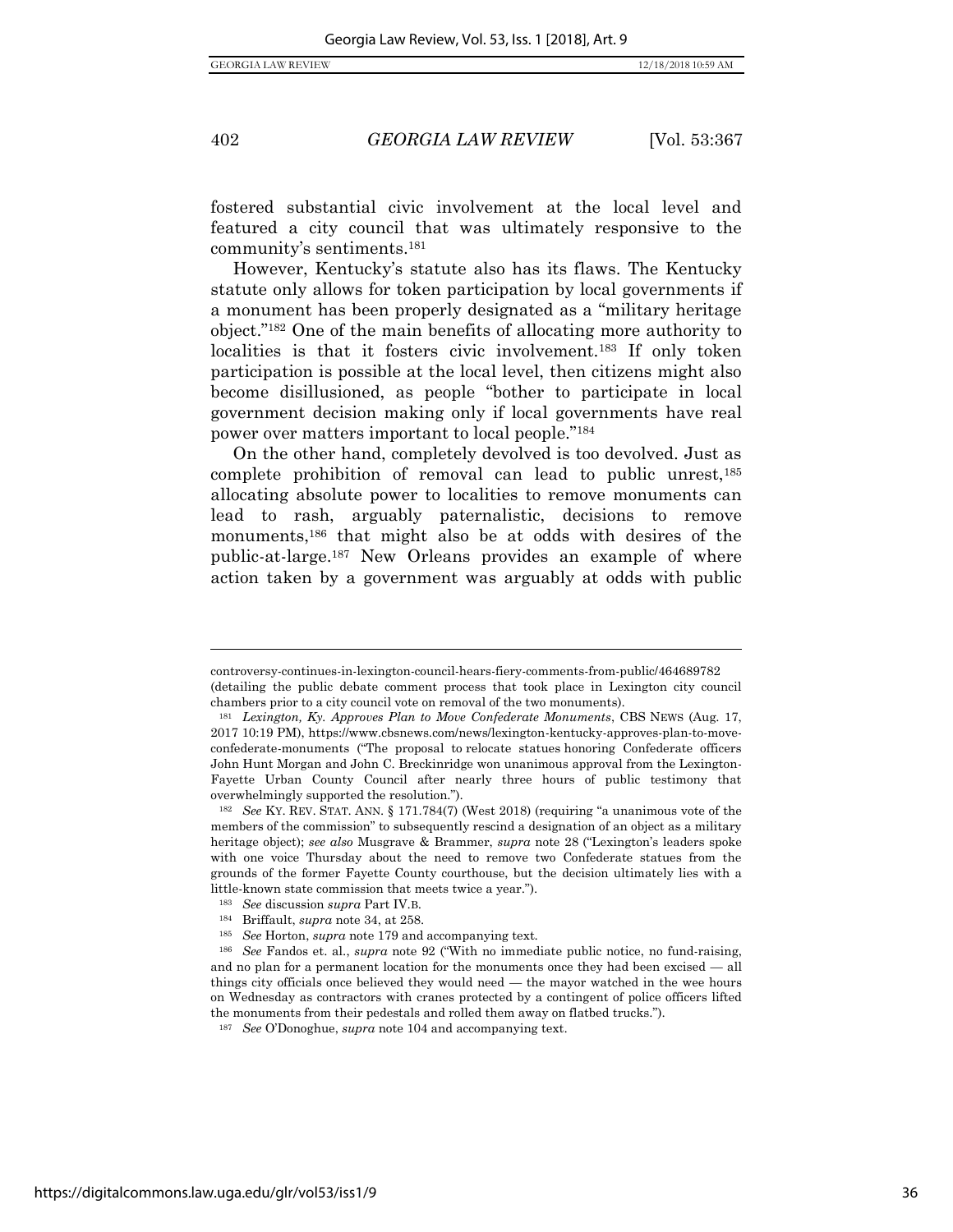fostered substantial civic involvement at the local level and featured a city council that was ultimately responsive to the community's sentiments.[181]

However, Kentucky's statute also has its flaws. The Kentucky statute only allows for token participation by local governments if a monument has been properly designated as a "military heritage object."[182] One of the main benefits of allocating more authority to localities is that it fosters civic involvement.[183] If only token participation is possible at the local level, then citizens might also become disillusioned, as people "bother to participate in local government decision making only if local governments have real power over matters important to local people."[184]

On the other hand, completely devolved is too devolved. Just as complete prohibition of removal can lead to public unrest,[185] allocating absolute power to localities to remove monuments can lead to rash, arguably paternalistic, decisions to remove monuments,[186] that might also be at odds with desires of the public-at-large.[187] New Orleans provides an example of where action taken by a government was arguably at odds with public

---

controversy-continues-in-lexington-council-hears-fiery-comments-from-public/464689782 (detailing the public debate comment process that took place in Lexington city council chambers prior to a city council vote on removal of the two monuments).

[181] *Lexington, Ky. Approves Plan to Move Confederate Monuments*, CBS NEWS (Aug. 17, 2017 10:19 PM), https://www.cbsnews.com/news/lexington-kentucky-approves-plan-to-move-confederate-monuments ("The proposal to relocate statues honoring Confederate officers John Hunt Morgan and John C. Breckinridge won unanimous approval from the Lexington-Fayette Urban County Council after nearly three hours of public testimony that overwhelmingly supported the resolution.").

[182] *See* KY. REV. STAT. ANN. § 171.784(7) (West 2018) (requiring "a unanimous vote of the members of the commission" to subsequently rescind a designation of an object as a military heritage object); *see also* Musgrave & Brammer, *supra* note 28 ("Lexington's leaders spoke with one voice Thursday about the need to remove two Confederate statues from the grounds of the former Fayette County courthouse, but the decision ultimately lies with a little-known state commission that meets twice a year.").

[183] *See* discussion *supra* Part IV.B.

[184] Briffault, *supra* note 34, at 258.

[185] *See* Horton, *supra* note 179 and accompanying text.

[186] *See* Fandos et. al., *supra* note 92 ("With no immediate public notice, no fund-raising, and no plan for a permanent location for the monuments once they had been excised — all things city officials once believed they would need — the mayor watched in the wee hours on Wednesday as contractors with cranes protected by a contingent of police officers lifted the monuments from their pedestals and rolled them away on flatbed trucks.").

[187] *See* O'Donoghue, *supra* note 104 and accompanying text.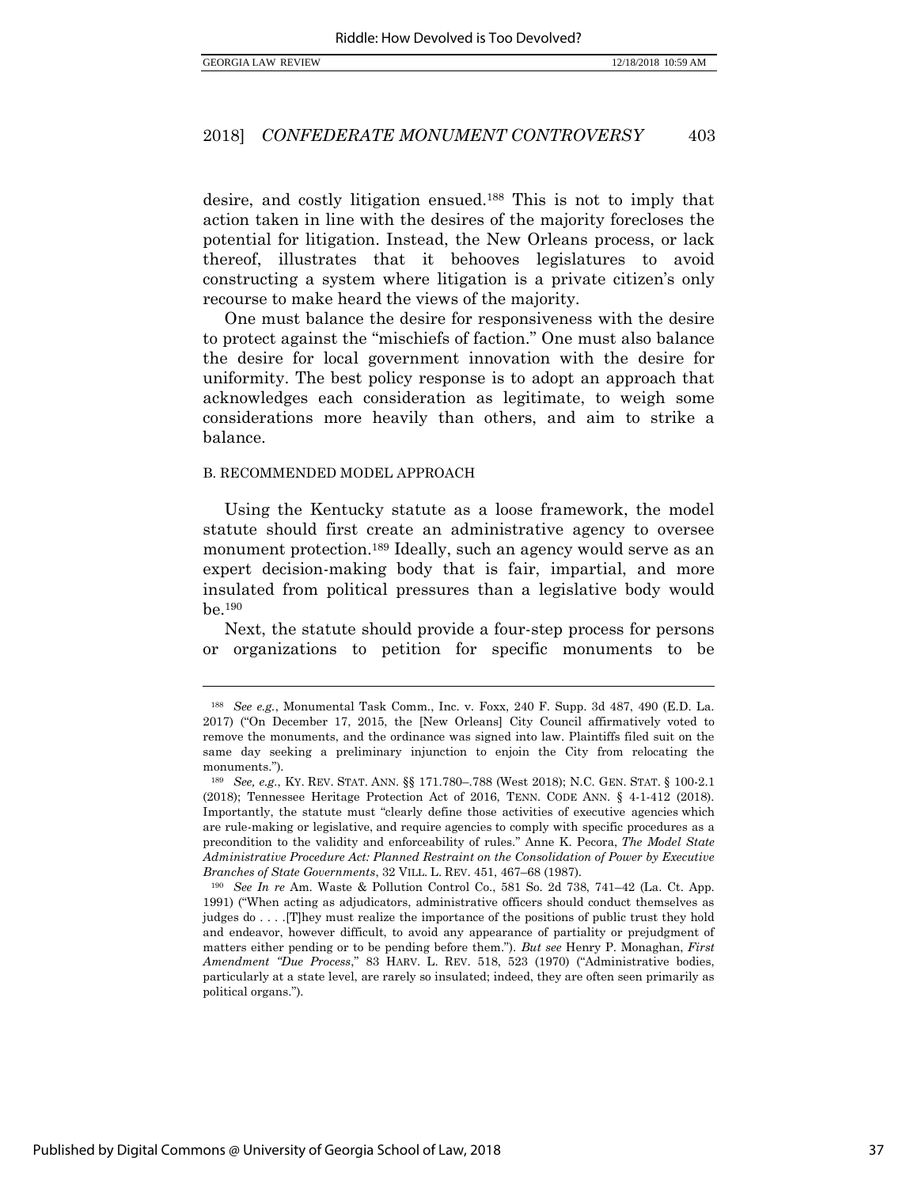desire, and costly litigation ensued.[188] This is not to imply that action taken in line with the desires of the majority forecloses the potential for litigation. Instead, the New Orleans process, or lack thereof, illustrates that it behooves legislatures to avoid constructing a system where litigation is a private citizen's only recourse to make heard the views of the majority.

One must balance the desire for responsiveness with the desire to protect against the "mischiefs of faction." One must also balance the desire for local government innovation with the desire for uniformity. The best policy response is to adopt an approach that acknowledges each consideration as legitimate, to weigh some considerations more heavily than others, and aim to strike a balance.

### B. RECOMMENDED MODEL APPROACH

Using the Kentucky statute as a loose framework, the model statute should first create an administrative agency to oversee monument protection.[189] Ideally, such an agency would serve as an expert decision-making body that is fair, impartial, and more insulated from political pressures than a legislative body would be.[190]

Next, the statute should provide a four-step process for persons or organizations to petition for specific monuments to be

---

[188] *See e.g.*, Monumental Task Comm., Inc. v. Foxx, 240 F. Supp. 3d 487, 490 (E.D. La. 2017) ("On December 17, 2015, the [New Orleans] City Council affirmatively voted to remove the monuments, and the ordinance was signed into law. Plaintiffs filed suit on the same day seeking a preliminary injunction to enjoin the City from relocating the monuments.").

[189] *See, e.g.*, KY. REV. STAT. ANN. §§ 171.780–.788 (West 2018); N.C. GEN. STAT. § 100-2.1 (2018); Tennessee Heritage Protection Act of 2016, TENN. CODE ANN. § 4-1-412 (2018). Importantly, the statute must "clearly define those activities of executive agencies which are rule-making or legislative, and require agencies to comply with specific procedures as a precondition to the validity and enforceability of rules." Anne K. Pecora, *The Model State Administrative Procedure Act: Planned Restraint on the Consolidation of Power by Executive Branches of State Governments*, 32 VILL. L. REV. 451, 467–68 (1987).

[190] *See In re* Am. Waste & Pollution Control Co., 581 So. 2d 738, 741–42 (La. Ct. App. 1991) ("When acting as adjudicators, administrative officers should conduct themselves as judges do . . . .[T]hey must realize the importance of the positions of public trust they hold and endeavor, however difficult, to avoid any appearance of partiality or prejudgment of matters either pending or to be pending before them."). *But see* Henry P. Monaghan, *First Amendment "Due Process*," 83 HARV. L. REV. 518, 523 (1970) ("Administrative bodies, particularly at a state level, are rarely so insulated; indeed, they are often seen primarily as political organs.").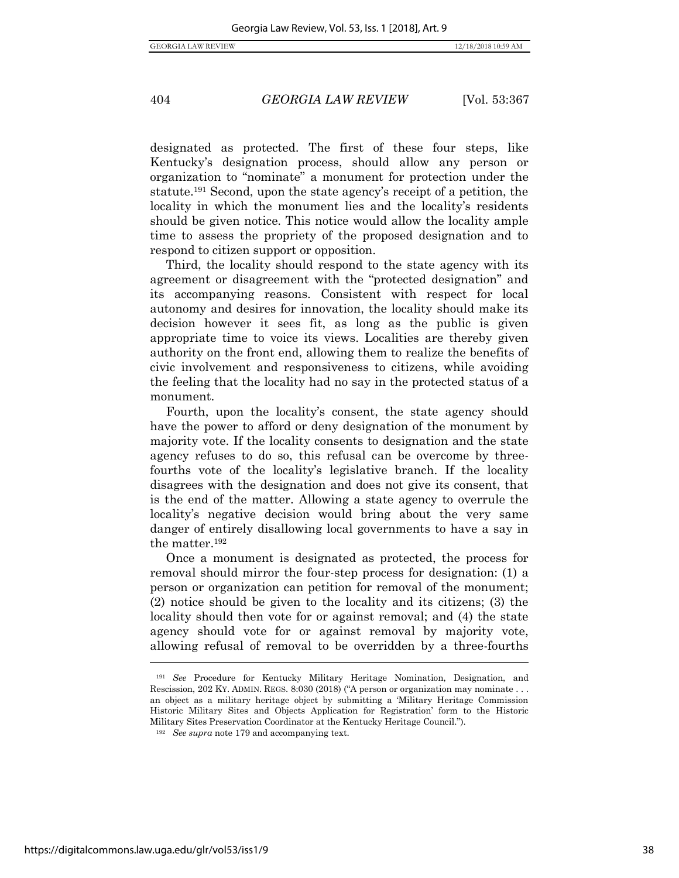designated as protected. The first of these four steps, like Kentucky's designation process, should allow any person or organization to "nominate" a monument for protection under the statute.[191] Second, upon the state agency's receipt of a petition, the locality in which the monument lies and the locality's residents should be given notice. This notice would allow the locality ample time to assess the propriety of the proposed designation and to respond to citizen support or opposition.

Third, the locality should respond to the state agency with its agreement or disagreement with the "protected designation" and its accompanying reasons. Consistent with respect for local autonomy and desires for innovation, the locality should make its decision however it sees fit, as long as the public is given appropriate time to voice its views. Localities are thereby given authority on the front end, allowing them to realize the benefits of civic involvement and responsiveness to citizens, while avoiding the feeling that the locality had no say in the protected status of a monument.

Fourth, upon the locality's consent, the state agency should have the power to afford or deny designation of the monument by majority vote. If the locality consents to designation and the state agency refuses to do so, this refusal can be overcome by three-fourths vote of the locality's legislative branch. If the locality disagrees with the designation and does not give its consent, that is the end of the matter. Allowing a state agency to overrule the locality's negative decision would bring about the very same danger of entirely disallowing local governments to have a say in the matter.[192]

Once a monument is designated as protected, the process for removal should mirror the four-step process for designation: (1) a person or organization can petition for removal of the monument; (2) notice should be given to the locality and its citizens; (3) the locality should then vote for or against removal; and (4) the state agency should vote for or against removal by majority vote, allowing refusal of removal to be overridden by a three-fourths

---

[191] *See* Procedure for Kentucky Military Heritage Nomination, Designation, and Rescission, 202 KY. ADMIN. REGS. 8:030 (2018) ("A person or organization may nominate . . . an object as a military heritage object by submitting a 'Military Heritage Commission Historic Military Sites and Objects Application for Registration' form to the Historic Military Sites Preservation Coordinator at the Kentucky Heritage Council.").

[192] *See supra* note 179 and accompanying text.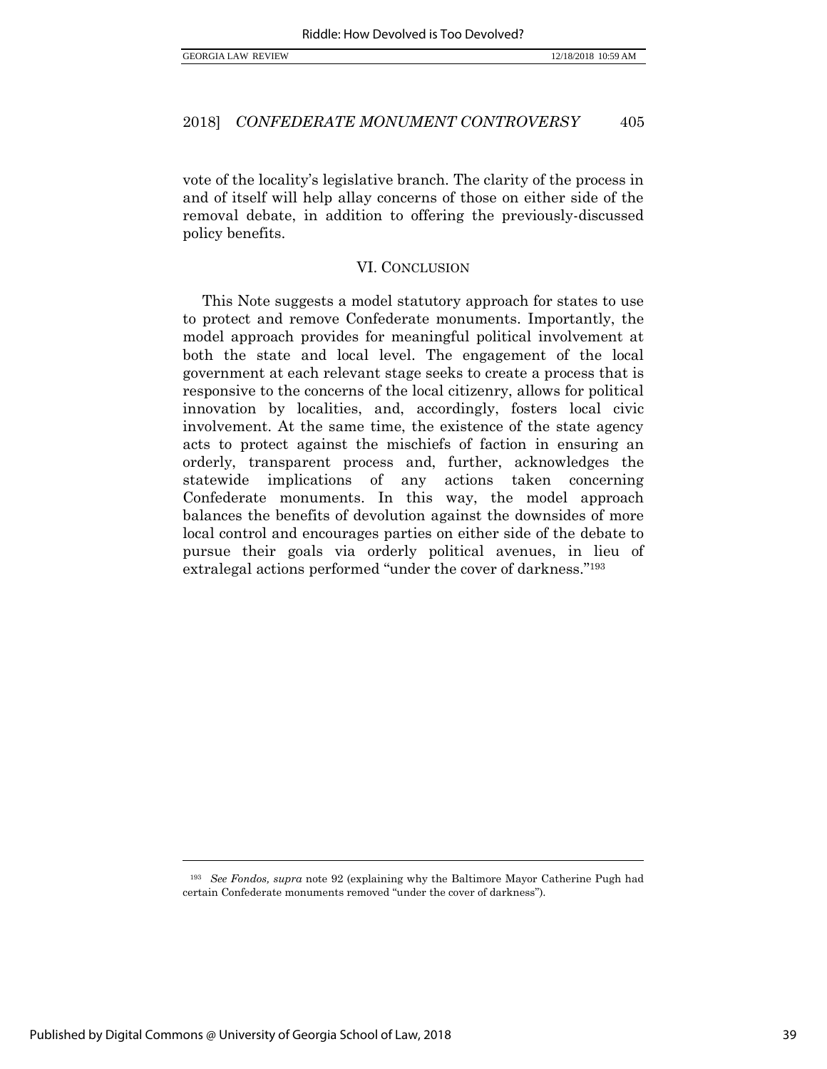vote of the locality's legislative branch. The clarity of the process in and of itself will help allay concerns of those on either side of the removal debate, in addition to offering the previously-discussed policy benefits.

## VI. CONCLUSION

This Note suggests a model statutory approach for states to use to protect and remove Confederate monuments. Importantly, the model approach provides for meaningful political involvement at both the state and local level. The engagement of the local government at each relevant stage seeks to create a process that is responsive to the concerns of the local citizenry, allows for political innovation by localities, and, accordingly, fosters local civic involvement. At the same time, the existence of the state agency acts to protect against the mischiefs of faction in ensuring an orderly, transparent process and, further, acknowledges the statewide implications of any actions taken concerning Confederate monuments. In this way, the model approach balances the benefits of devolution against the downsides of more local control and encourages parties on either side of the debate to pursue their goals via orderly political avenues, in lieu of extralegal actions performed "under the cover of darkness."[193]

---

[193] *See Fondos, supra* note 92 (explaining why the Baltimore Mayor Catherine Pugh had certain Confederate monuments removed "under the cover of darkness").